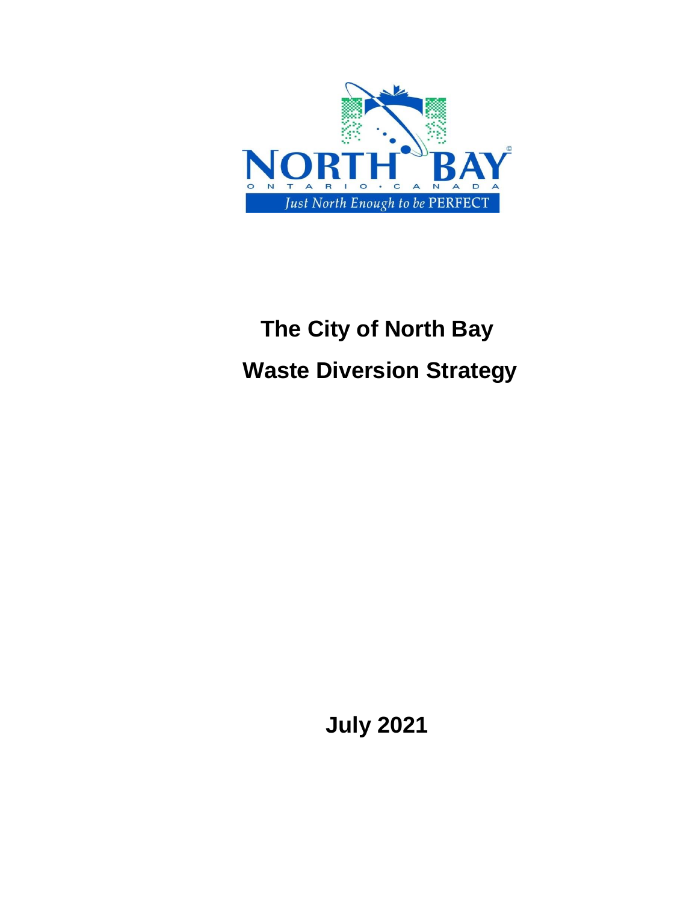# The City of North Bay

# Waste Diversion Strategy

**July 2021**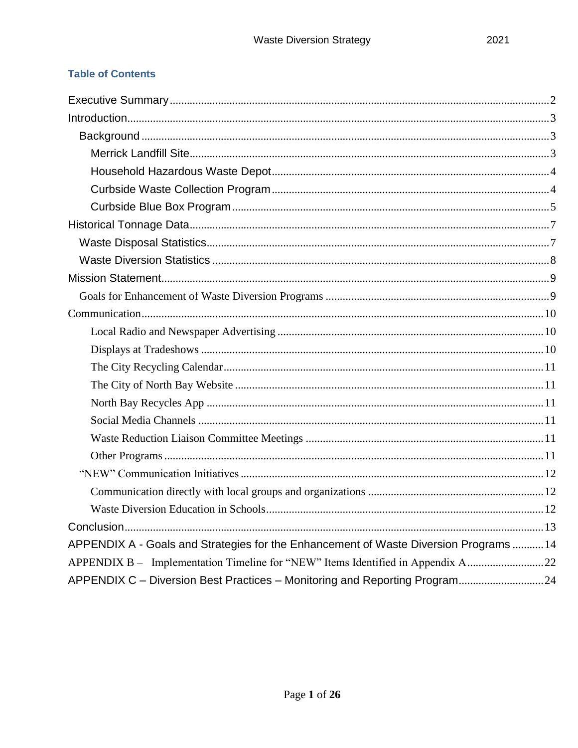## Table of Contents

- Executive Summary ........ 2
- Introduction ........ 3
  - Background ........ 3
    - Merrick Landfill Site ........ 3
    - Household Hazardous Waste Depot ........ 4
    - Curbside Waste Collection Program ........ 4
    - Curbside Blue Box Program ........ 5
- Historical Tonnage Data ........ 7
  - Waste Disposal Statistics ........ 7
  - Waste Diversion Statistics ........ 8
- Mission Statement ........ 9
  - Goals for Enhancement of Waste Diversion Programs ........ 9
- Communication ........ 10
    - Local Radio and Newspaper Advertising ........ 10
    - Displays at Tradeshows ........ 10
    - The City Recycling Calendar ........ 11
    - The City of North Bay Website ........ 11
    - North Bay Recycles App ........ 11
    - Social Media Channels ........ 11
    - Waste Reduction Liaison Committee Meetings ........ 11
    - Other Programs ........ 11
  - "NEW" Communication Initiatives ........ 12
    - Communication directly with local groups and organizations ........ 12
    - Waste Diversion Education in Schools ........ 12
- Conclusion ........ 13
- APPENDIX A - Goals and Strategies for the Enhancement of Waste Diversion Programs ........ 14
- APPENDIX B – Implementation Timeline for "NEW" Items Identified in Appendix A ........ 22
- APPENDIX C – Diversion Best Practices – Monitoring and Reporting Program ........ 24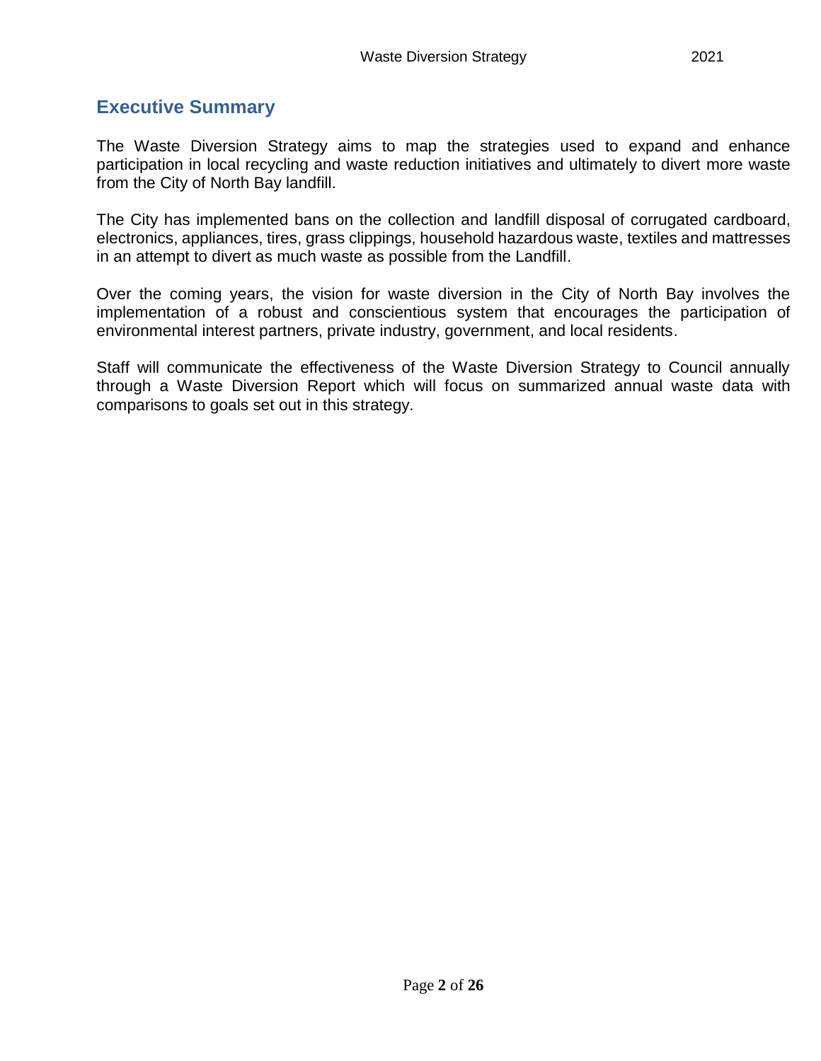## Executive Summary

The Waste Diversion Strategy aims to map the strategies used to expand and enhance participation in local recycling and waste reduction initiatives and ultimately to divert more waste from the City of North Bay landfill.

The City has implemented bans on the collection and landfill disposal of corrugated cardboard, electronics, appliances, tires, grass clippings, household hazardous waste, textiles and mattresses in an attempt to divert as much waste as possible from the Landfill.

Over the coming years, the vision for waste diversion in the City of North Bay involves the implementation of a robust and conscientious system that encourages the participation of environmental interest partners, private industry, government, and local residents.

Staff will communicate the effectiveness of the Waste Diversion Strategy to Council annually through a Waste Diversion Report which will focus on summarized annual waste data with comparisons to goals set out in this strategy.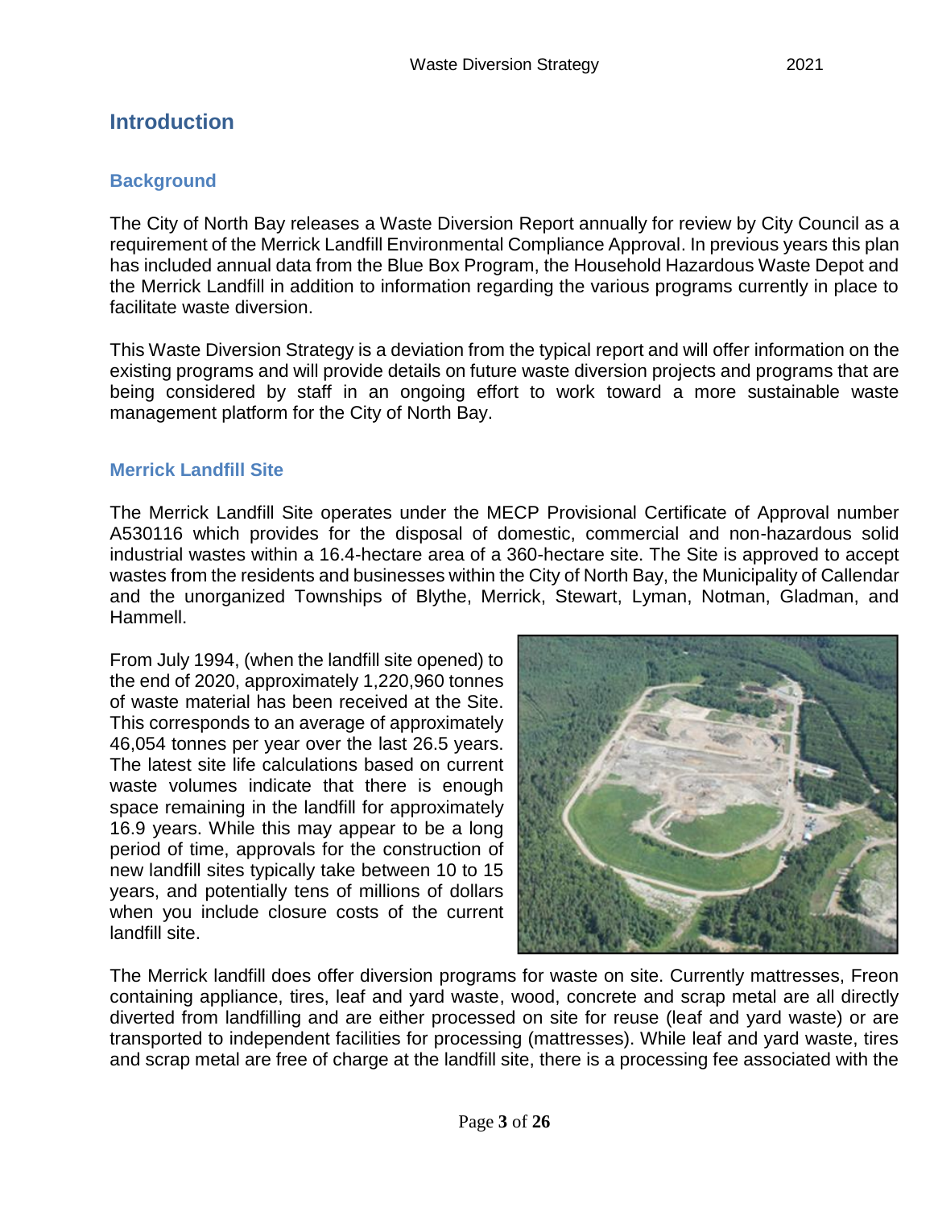# Introduction

## Background

The City of North Bay releases a Waste Diversion Report annually for review by City Council as a requirement of the Merrick Landfill Environmental Compliance Approval. In previous years this plan has included annual data from the Blue Box Program, the Household Hazardous Waste Depot and the Merrick Landfill in addition to information regarding the various programs currently in place to facilitate waste diversion.

This Waste Diversion Strategy is a deviation from the typical report and will offer information on the existing programs and will provide details on future waste diversion projects and programs that are being considered by staff in an ongoing effort to work toward a more sustainable waste management platform for the City of North Bay.

## Merrick Landfill Site

The Merrick Landfill Site operates under the MECP Provisional Certificate of Approval number A530116 which provides for the disposal of domestic, commercial and non-hazardous solid industrial wastes within a 16.4-hectare area of a 360-hectare site. The Site is approved to accept wastes from the residents and businesses within the City of North Bay, the Municipality of Callendar and the unorganized Townships of Blythe, Merrick, Stewart, Lyman, Notman, Gladman, and Hammell.

From July 1994, (when the landfill site opened) to the end of 2020, approximately 1,220,960 tonnes of waste material has been received at the Site. This corresponds to an average of approximately 46,054 tonnes per year over the last 26.5 years. The latest site life calculations based on current waste volumes indicate that there is enough space remaining in the landfill for approximately 16.9 years. While this may appear to be a long period of time, approvals for the construction of new landfill sites typically take between 10 to 15 years, and potentially tens of millions of dollars when you include closure costs of the current landfill site.

The Merrick landfill does offer diversion programs for waste on site. Currently mattresses, Freon containing appliance, tires, leaf and yard waste, wood, concrete and scrap metal are all directly diverted from landfilling and are either processed on site for reuse (leaf and yard waste) or are transported to independent facilities for processing (mattresses). While leaf and yard waste, tires and scrap metal are free of charge at the landfill site, there is a processing fee associated with the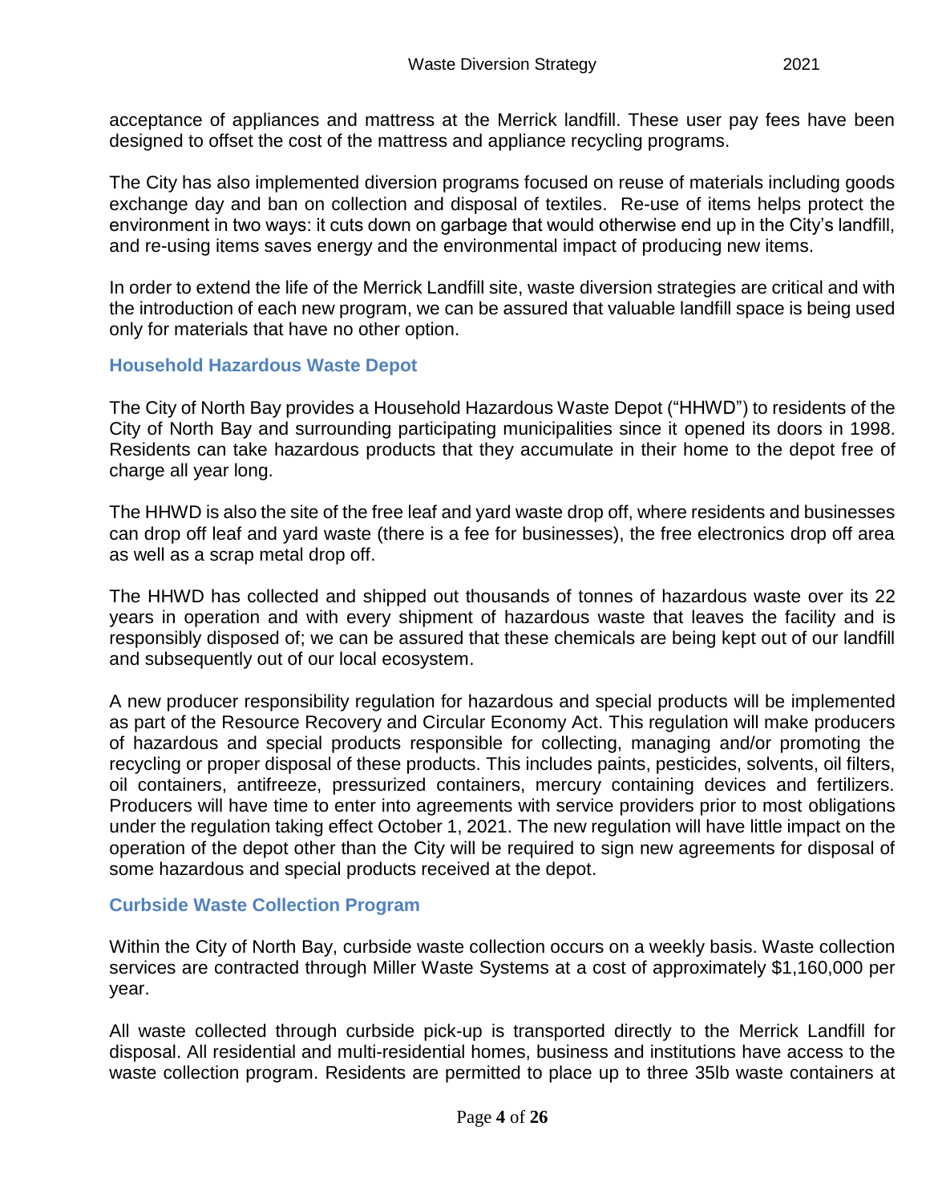acceptance of appliances and mattress at the Merrick landfill. These user pay fees have been designed to offset the cost of the mattress and appliance recycling programs.

The City has also implemented diversion programs focused on reuse of materials including goods exchange day and ban on collection and disposal of textiles. Re-use of items helps protect the environment in two ways: it cuts down on garbage that would otherwise end up in the City's landfill, and re-using items saves energy and the environmental impact of producing new items.

In order to extend the life of the Merrick Landfill site, waste diversion strategies are critical and with the introduction of each new program, we can be assured that valuable landfill space is being used only for materials that have no other option.

### Household Hazardous Waste Depot

The City of North Bay provides a Household Hazardous Waste Depot ("HHWD") to residents of the City of North Bay and surrounding participating municipalities since it opened its doors in 1998. Residents can take hazardous products that they accumulate in their home to the depot free of charge all year long.

The HHWD is also the site of the free leaf and yard waste drop off, where residents and businesses can drop off leaf and yard waste (there is a fee for businesses), the free electronics drop off area as well as a scrap metal drop off.

The HHWD has collected and shipped out thousands of tonnes of hazardous waste over its 22 years in operation and with every shipment of hazardous waste that leaves the facility and is responsibly disposed of; we can be assured that these chemicals are being kept out of our landfill and subsequently out of our local ecosystem.

A new producer responsibility regulation for hazardous and special products will be implemented as part of the Resource Recovery and Circular Economy Act. This regulation will make producers of hazardous and special products responsible for collecting, managing and/or promoting the recycling or proper disposal of these products. This includes paints, pesticides, solvents, oil filters, oil containers, antifreeze, pressurized containers, mercury containing devices and fertilizers. Producers will have time to enter into agreements with service providers prior to most obligations under the regulation taking effect October 1, 2021. The new regulation will have little impact on the operation of the depot other than the City will be required to sign new agreements for disposal of some hazardous and special products received at the depot.

### Curbside Waste Collection Program

Within the City of North Bay, curbside waste collection occurs on a weekly basis. Waste collection services are contracted through Miller Waste Systems at a cost of approximately $1,160,000 per year.

All waste collected through curbside pick-up is transported directly to the Merrick Landfill for disposal. All residential and multi-residential homes, business and institutions have access to the waste collection program. Residents are permitted to place up to three 35lb waste containers at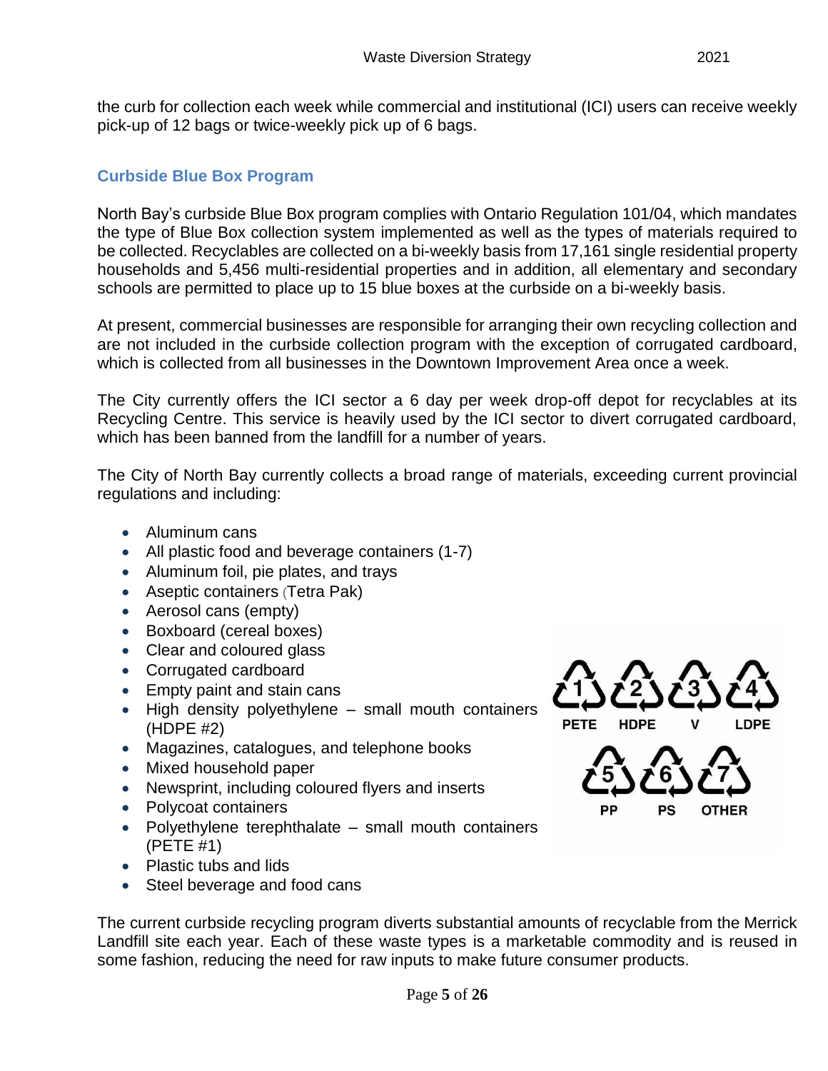the curb for collection each week while commercial and institutional (ICI) users can receive weekly pick-up of 12 bags or twice-weekly pick up of 6 bags.

### Curbside Blue Box Program

North Bay's curbside Blue Box program complies with Ontario Regulation 101/04, which mandates the type of Blue Box collection system implemented as well as the types of materials required to be collected. Recyclables are collected on a bi-weekly basis from 17,161 single residential property households and 5,456 multi-residential properties and in addition, all elementary and secondary schools are permitted to place up to 15 blue boxes at the curbside on a bi-weekly basis.

At present, commercial businesses are responsible for arranging their own recycling collection and are not included in the curbside collection program with the exception of corrugated cardboard, which is collected from all businesses in the Downtown Improvement Area once a week.

The City currently offers the ICI sector a 6 day per week drop-off depot for recyclables at its Recycling Centre. This service is heavily used by the ICI sector to divert corrugated cardboard, which has been banned from the landfill for a number of years.

The City of North Bay currently collects a broad range of materials, exceeding current provincial regulations and including:

- Aluminum cans
- All plastic food and beverage containers (1-7)
- Aluminum foil, pie plates, and trays
- Aseptic containers (Tetra Pak)
- Aerosol cans (empty)
- Boxboard (cereal boxes)
- Clear and coloured glass
- Corrugated cardboard
- Empty paint and stain cans
- High density polyethylene – small mouth containers (HDPE #2)
- Magazines, catalogues, and telephone books
- Mixed household paper
- Newsprint, including coloured flyers and inserts
- Polycoat containers
- Polyethylene terephthalate – small mouth containers (PETE #1)
- Plastic tubs and lids
- Steel beverage and food cans

1 PETE, 2 HDPE, 3 V, 4 LDPE, 5 PP, 6 PS, 7 OTHER

The current curbside recycling program diverts substantial amounts of recyclable from the Merrick Landfill site each year. Each of these waste types is a marketable commodity and is reused in some fashion, reducing the need for raw inputs to make future consumer products.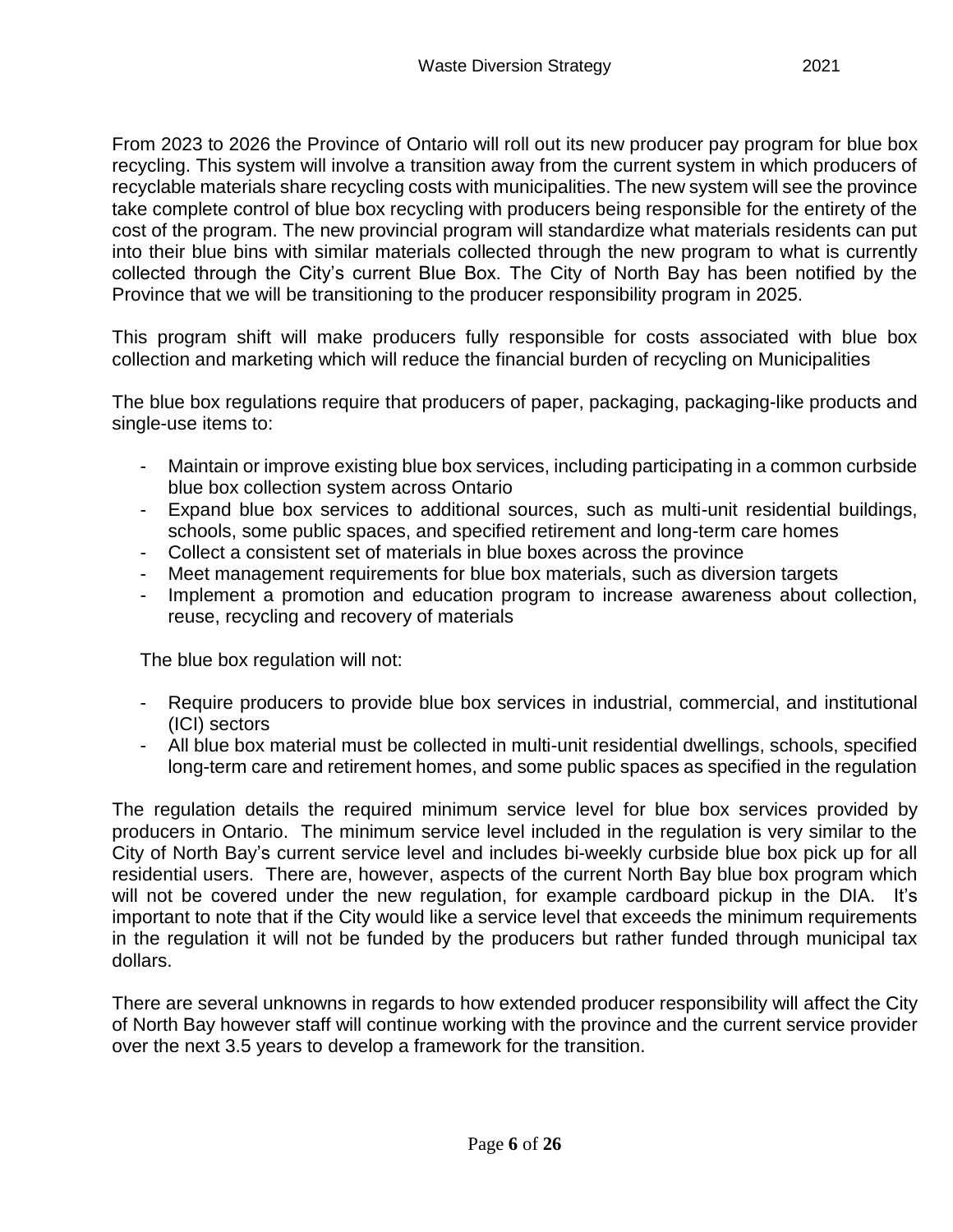From 2023 to 2026 the Province of Ontario will roll out its new producer pay program for blue box recycling. This system will involve a transition away from the current system in which producers of recyclable materials share recycling costs with municipalities. The new system will see the province take complete control of blue box recycling with producers being responsible for the entirety of the cost of the program. The new provincial program will standardize what materials residents can put into their blue bins with similar materials collected through the new program to what is currently collected through the City's current Blue Box. The City of North Bay has been notified by the Province that we will be transitioning to the producer responsibility program in 2025.

This program shift will make producers fully responsible for costs associated with blue box collection and marketing which will reduce the financial burden of recycling on Municipalities

The blue box regulations require that producers of paper, packaging, packaging-like products and single-use items to:

- Maintain or improve existing blue box services, including participating in a common curbside blue box collection system across Ontario
- Expand blue box services to additional sources, such as multi-unit residential buildings, schools, some public spaces, and specified retirement and long-term care homes
- Collect a consistent set of materials in blue boxes across the province
- Meet management requirements for blue box materials, such as diversion targets
- Implement a promotion and education program to increase awareness about collection, reuse, recycling and recovery of materials

The blue box regulation will not:

- Require producers to provide blue box services in industrial, commercial, and institutional (ICI) sectors
- All blue box material must be collected in multi-unit residential dwellings, schools, specified long-term care and retirement homes, and some public spaces as specified in the regulation

The regulation details the required minimum service level for blue box services provided by producers in Ontario. The minimum service level included in the regulation is very similar to the City of North Bay's current service level and includes bi-weekly curbside blue box pick up for all residential users. There are, however, aspects of the current North Bay blue box program which will not be covered under the new regulation, for example cardboard pickup in the DIA. It's important to note that if the City would like a service level that exceeds the minimum requirements in the regulation it will not be funded by the producers but rather funded through municipal tax dollars.

There are several unknowns in regards to how extended producer responsibility will affect the City of North Bay however staff will continue working with the province and the current service provider over the next 3.5 years to develop a framework for the transition.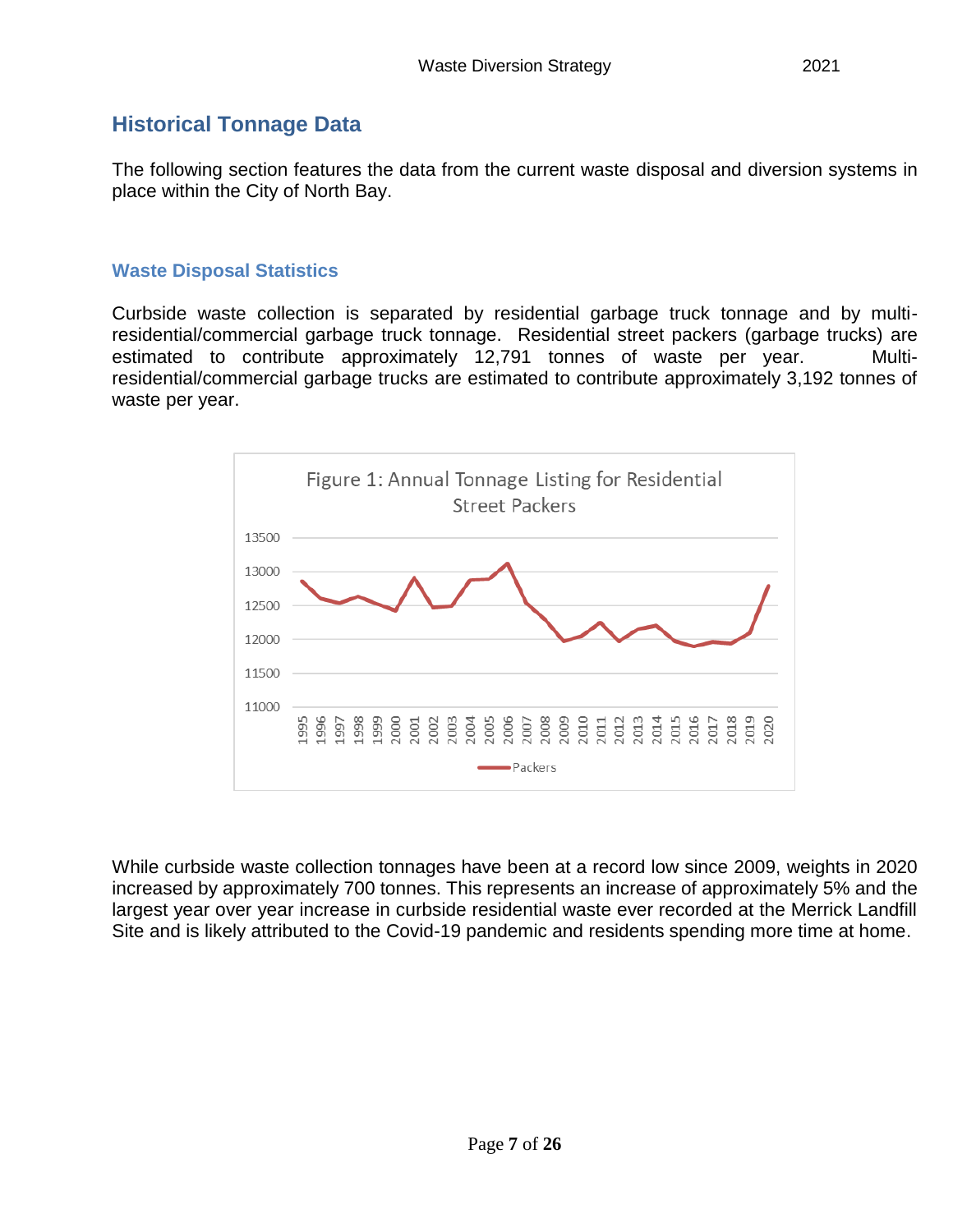## Historical Tonnage Data

The following section features the data from the current waste disposal and diversion systems in place within the City of North Bay.

### Waste Disposal Statistics

Curbside waste collection is separated by residential garbage truck tonnage and by multi-residential/commercial garbage truck tonnage. Residential street packers (garbage trucks) are estimated to contribute approximately 12,791 tonnes of waste per year. Multi-residential/commercial garbage trucks are estimated to contribute approximately 3,192 tonnes of waste per year.

Figure 1: Annual Tonnage Listing for Residential Street Packers

While curbside waste collection tonnages have been at a record low since 2009, weights in 2020 increased by approximately 700 tonnes. This represents an increase of approximately 5% and the largest year over year increase in curbside residential waste ever recorded at the Merrick Landfill Site and is likely attributed to the Covid-19 pandemic and residents spending more time at home.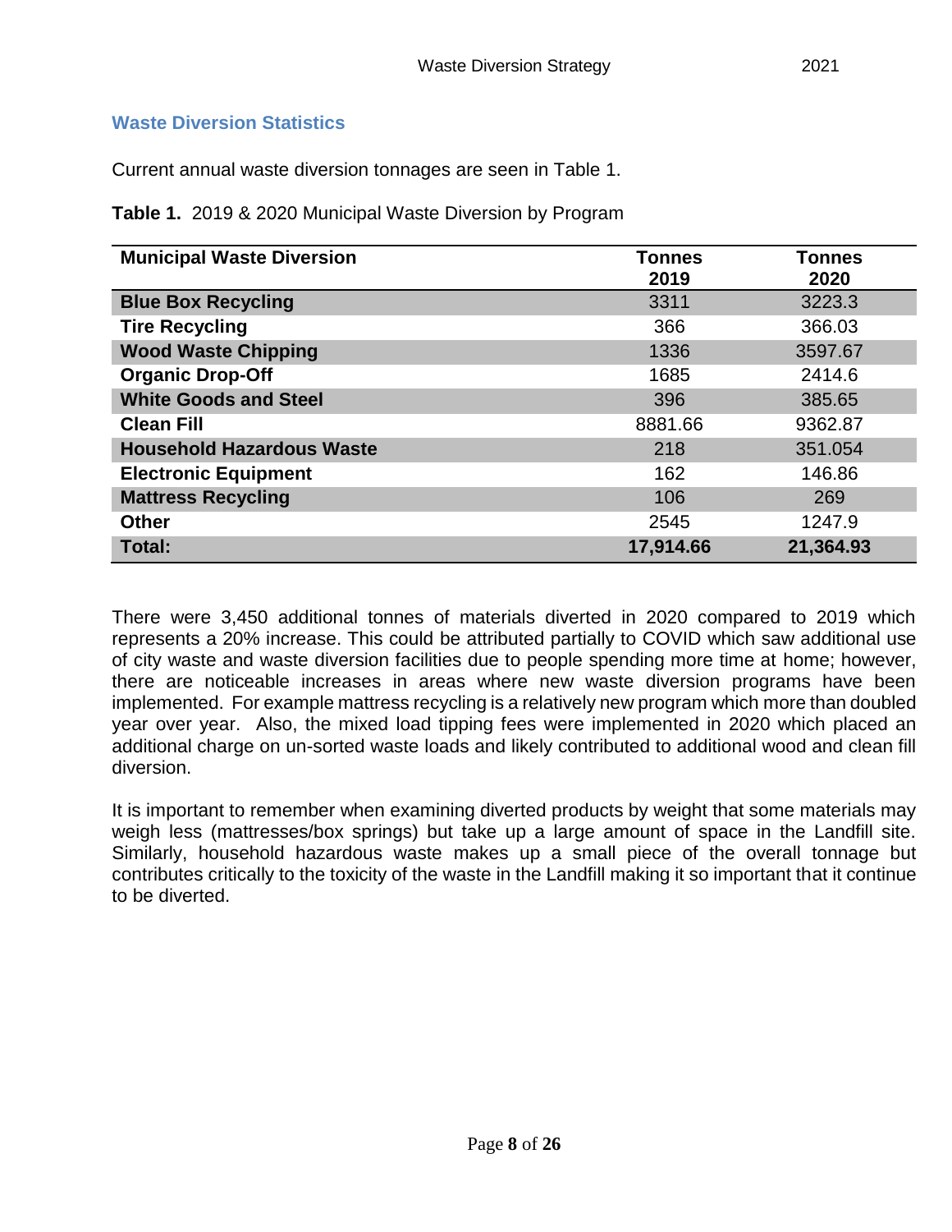## Waste Diversion Statistics

Current annual waste diversion tonnages are seen in Table 1.

**Table 1.** 2019 & 2020 Municipal Waste Diversion by Program

| Municipal Waste Diversion | Tonnes 2019 | Tonnes 2020 |
|---|---|---|
| **Blue Box Recycling** | 3311 | 3223.3 |
| **Tire Recycling** | 366 | 366.03 |
| **Wood Waste Chipping** | 1336 | 3597.67 |
| **Organic Drop-Off** | 1685 | 2414.6 |
| **White Goods and Steel** | 396 | 385.65 |
| **Clean Fill** | 8881.66 | 9362.87 |
| **Household Hazardous Waste** | 218 | 351.054 |
| **Electronic Equipment** | 162 | 146.86 |
| **Mattress Recycling** | 106 | 269 |
| **Other** | 2545 | 1247.9 |
| **Total:** | **17,914.66** | **21,364.93** |

There were 3,450 additional tonnes of materials diverted in 2020 compared to 2019 which represents a 20% increase. This could be attributed partially to COVID which saw additional use of city waste and waste diversion facilities due to people spending more time at home; however, there are noticeable increases in areas where new waste diversion programs have been implemented. For example mattress recycling is a relatively new program which more than doubled year over year. Also, the mixed load tipping fees were implemented in 2020 which placed an additional charge on un-sorted waste loads and likely contributed to additional wood and clean fill diversion.

It is important to remember when examining diverted products by weight that some materials may weigh less (mattresses/box springs) but take up a large amount of space in the Landfill site. Similarly, household hazardous waste makes up a small piece of the overall tonnage but contributes critically to the toxicity of the waste in the Landfill making it so important that it continue to be diverted.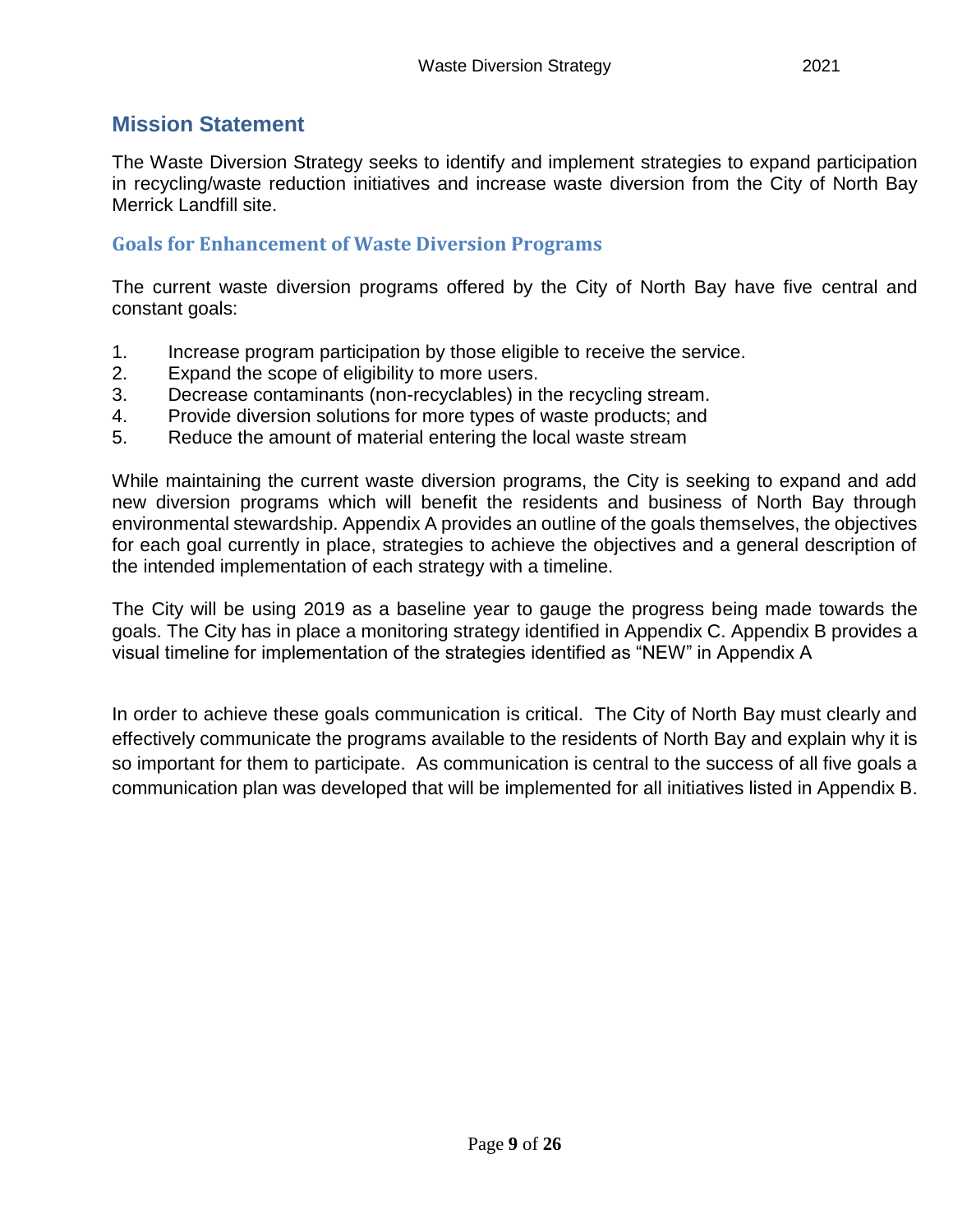## Mission Statement

The Waste Diversion Strategy seeks to identify and implement strategies to expand participation in recycling/waste reduction initiatives and increase waste diversion from the City of North Bay Merrick Landfill site.

### Goals for Enhancement of Waste Diversion Programs

The current waste diversion programs offered by the City of North Bay have five central and constant goals:

1. Increase program participation by those eligible to receive the service.
2. Expand the scope of eligibility to more users.
3. Decrease contaminants (non-recyclables) in the recycling stream.
4. Provide diversion solutions for more types of waste products; and
5. Reduce the amount of material entering the local waste stream

While maintaining the current waste diversion programs, the City is seeking to expand and add new diversion programs which will benefit the residents and business of North Bay through environmental stewardship. Appendix A provides an outline of the goals themselves, the objectives for each goal currently in place, strategies to achieve the objectives and a general description of the intended implementation of each strategy with a timeline.

The City will be using 2019 as a baseline year to gauge the progress being made towards the goals. The City has in place a monitoring strategy identified in Appendix C. Appendix B provides a visual timeline for implementation of the strategies identified as "NEW" in Appendix A

In order to achieve these goals communication is critical. The City of North Bay must clearly and effectively communicate the programs available to the residents of North Bay and explain why it is so important for them to participate. As communication is central to the success of all five goals a communication plan was developed that will be implemented for all initiatives listed in Appendix B.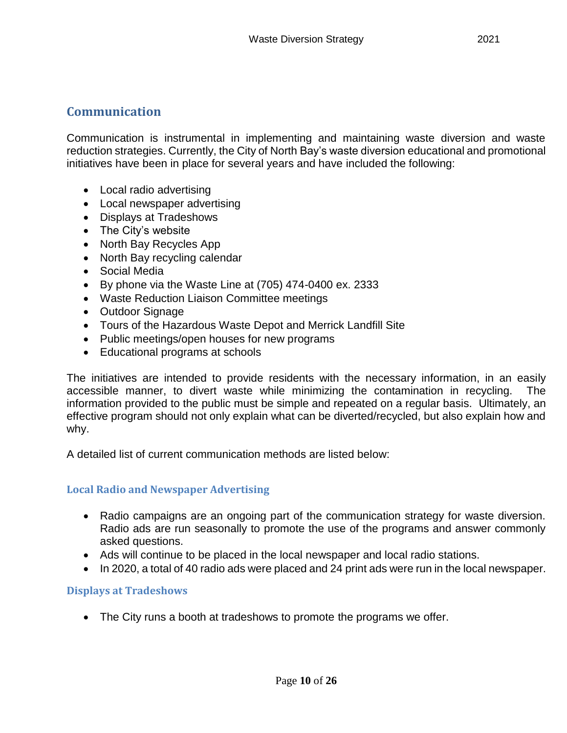## Communication

Communication is instrumental in implementing and maintaining waste diversion and waste reduction strategies. Currently, the City of North Bay's waste diversion educational and promotional initiatives have been in place for several years and have included the following:

- Local radio advertising
- Local newspaper advertising
- Displays at Tradeshows
- The City's website
- North Bay Recycles App
- North Bay recycling calendar
- Social Media
- By phone via the Waste Line at (705) 474-0400 ex. 2333
- Waste Reduction Liaison Committee meetings
- Outdoor Signage
- Tours of the Hazardous Waste Depot and Merrick Landfill Site
- Public meetings/open houses for new programs
- Educational programs at schools

The initiatives are intended to provide residents with the necessary information, in an easily accessible manner, to divert waste while minimizing the contamination in recycling. The information provided to the public must be simple and repeated on a regular basis. Ultimately, an effective program should not only explain what can be diverted/recycled, but also explain how and why.

A detailed list of current communication methods are listed below:

### Local Radio and Newspaper Advertising

- Radio campaigns are an ongoing part of the communication strategy for waste diversion. Radio ads are run seasonally to promote the use of the programs and answer commonly asked questions.
- Ads will continue to be placed in the local newspaper and local radio stations.
- In 2020, a total of 40 radio ads were placed and 24 print ads were run in the local newspaper.

### Displays at Tradeshows

- The City runs a booth at tradeshows to promote the programs we offer.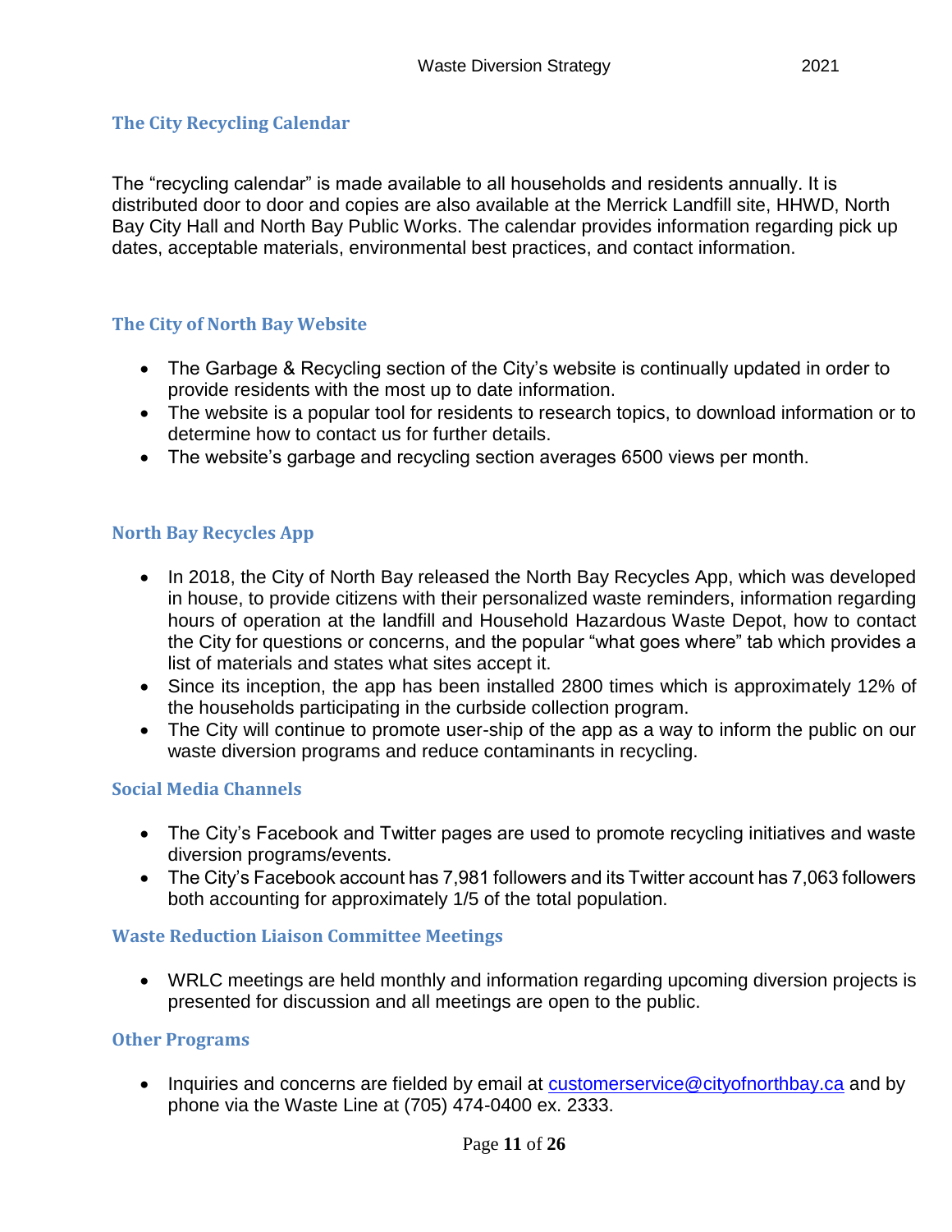### The City Recycling Calendar

The "recycling calendar" is made available to all households and residents annually. It is distributed door to door and copies are also available at the Merrick Landfill site, HHWD, North Bay City Hall and North Bay Public Works. The calendar provides information regarding pick up dates, acceptable materials, environmental best practices, and contact information.

### The City of North Bay Website

- The Garbage & Recycling section of the City's website is continually updated in order to provide residents with the most up to date information.
- The website is a popular tool for residents to research topics, to download information or to determine how to contact us for further details.
- The website's garbage and recycling section averages 6500 views per month.

### North Bay Recycles App

- In 2018, the City of North Bay released the North Bay Recycles App, which was developed in house, to provide citizens with their personalized waste reminders, information regarding hours of operation at the landfill and Household Hazardous Waste Depot, how to contact the City for questions or concerns, and the popular "what goes where" tab which provides a list of materials and states what sites accept it.
- Since its inception, the app has been installed 2800 times which is approximately 12% of the households participating in the curbside collection program.
- The City will continue to promote user-ship of the app as a way to inform the public on our waste diversion programs and reduce contaminants in recycling.

### Social Media Channels

- The City's Facebook and Twitter pages are used to promote recycling initiatives and waste diversion programs/events.
- The City's Facebook account has 7,981 followers and its Twitter account has 7,063 followers both accounting for approximately 1/5 of the total population.

### Waste Reduction Liaison Committee Meetings

- WRLC meetings are held monthly and information regarding upcoming diversion projects is presented for discussion and all meetings are open to the public.

### Other Programs

- Inquiries and concerns are fielded by email at customerservice@cityofnorthbay.ca and by phone via the Waste Line at (705) 474-0400 ex. 2333.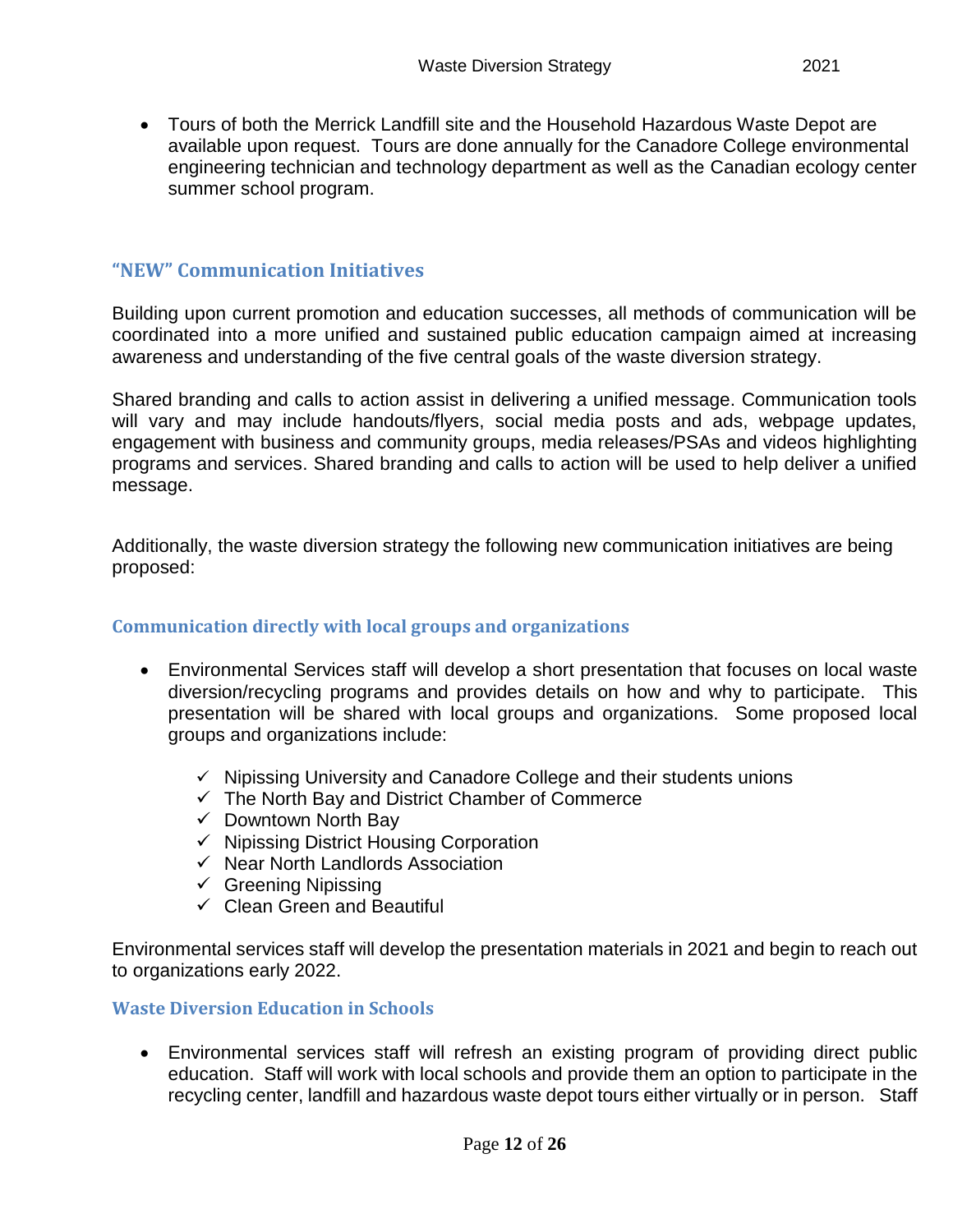- Tours of both the Merrick Landfill site and the Household Hazardous Waste Depot are available upon request. Tours are done annually for the Canadore College environmental engineering technician and technology department as well as the Canadian ecology center summer school program.

## “NEW” Communication Initiatives

Building upon current promotion and education successes, all methods of communication will be coordinated into a more unified and sustained public education campaign aimed at increasing awareness and understanding of the five central goals of the waste diversion strategy.

Shared branding and calls to action assist in delivering a unified message. Communication tools will vary and may include handouts/flyers, social media posts and ads, webpage updates, engagement with business and community groups, media releases/PSAs and videos highlighting programs and services. Shared branding and calls to action will be used to help deliver a unified message.

Additionally, the waste diversion strategy the following new communication initiatives are being proposed:

### Communication directly with local groups and organizations

- Environmental Services staff will develop a short presentation that focuses on local waste diversion/recycling programs and provides details on how and why to participate. This presentation will be shared with local groups and organizations. Some proposed local groups and organizations include:
  - ✓ Nipissing University and Canadore College and their students unions
  - ✓ The North Bay and District Chamber of Commerce
  - ✓ Downtown North Bay
  - ✓ Nipissing District Housing Corporation
  - ✓ Near North Landlords Association
  - ✓ Greening Nipissing
  - ✓ Clean Green and Beautiful

Environmental services staff will develop the presentation materials in 2021 and begin to reach out to organizations early 2022.

### Waste Diversion Education in Schools

- Environmental services staff will refresh an existing program of providing direct public education. Staff will work with local schools and provide them an option to participate in the recycling center, landfill and hazardous waste depot tours either virtually or in person. Staff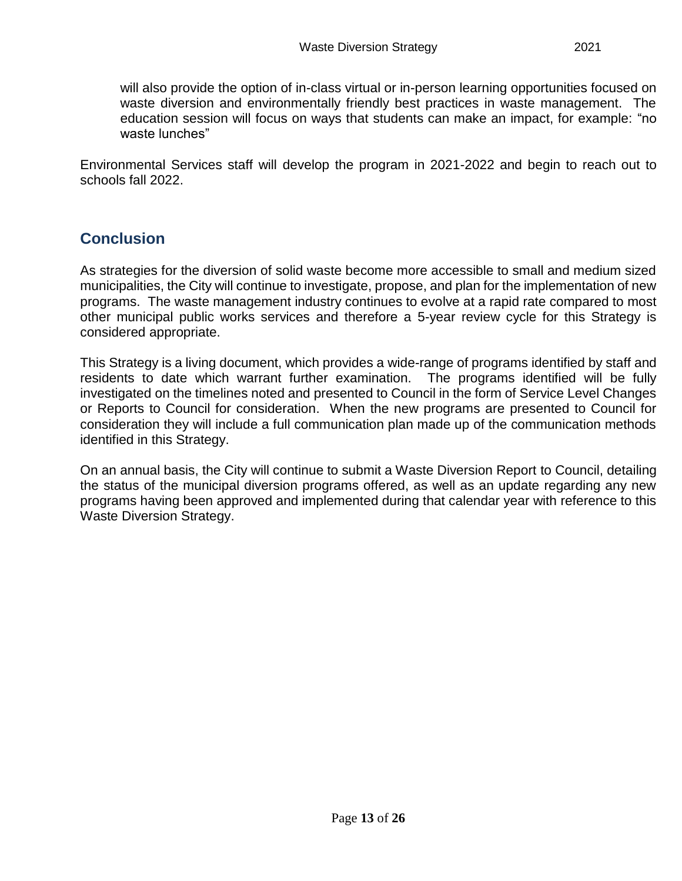will also provide the option of in-class virtual or in-person learning opportunities focused on waste diversion and environmentally friendly best practices in waste management. The education session will focus on ways that students can make an impact, for example: "no waste lunches"

Environmental Services staff will develop the program in 2021-2022 and begin to reach out to schools fall 2022.

## Conclusion

As strategies for the diversion of solid waste become more accessible to small and medium sized municipalities, the City will continue to investigate, propose, and plan for the implementation of new programs. The waste management industry continues to evolve at a rapid rate compared to most other municipal public works services and therefore a 5-year review cycle for this Strategy is considered appropriate.

This Strategy is a living document, which provides a wide-range of programs identified by staff and residents to date which warrant further examination. The programs identified will be fully investigated on the timelines noted and presented to Council in the form of Service Level Changes or Reports to Council for consideration. When the new programs are presented to Council for consideration they will include a full communication plan made up of the communication methods identified in this Strategy.

On an annual basis, the City will continue to submit a Waste Diversion Report to Council, detailing the status of the municipal diversion programs offered, as well as an update regarding any new programs having been approved and implemented during that calendar year with reference to this Waste Diversion Strategy.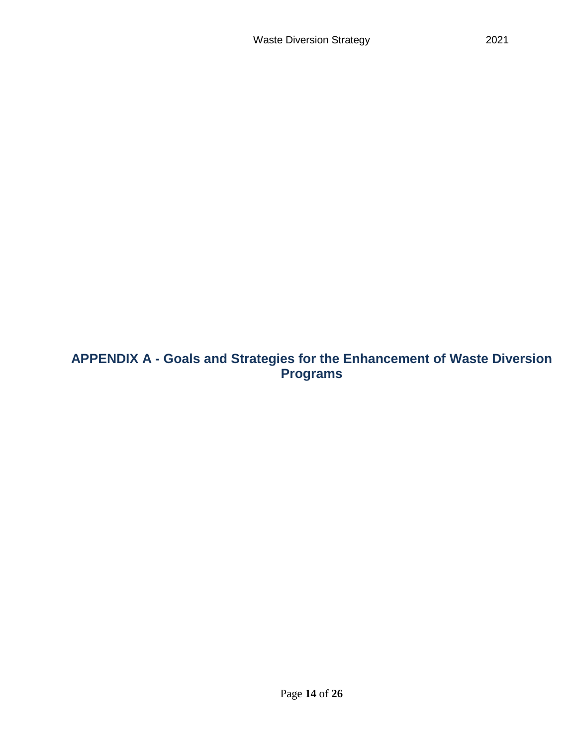# APPENDIX A - Goals and Strategies for the Enhancement of Waste Diversion Programs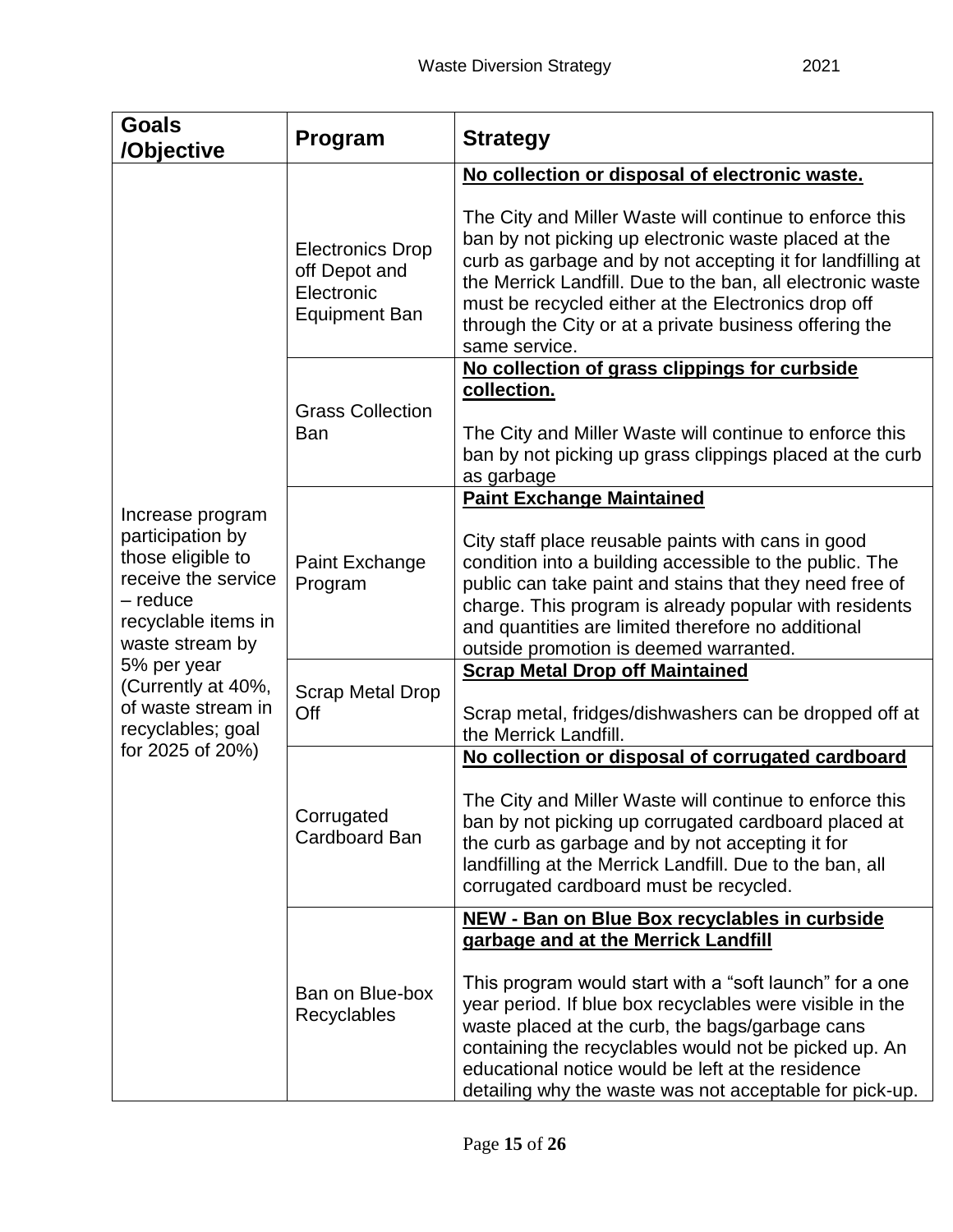| Goals /Objective | Program | Strategy |
|---|---|---|
| Increase program participation by those eligible to receive the service – reduce recyclable items in waste stream by 5% per year (Currently at 40%, of waste stream in recyclables; goal for 2025 of 20%) | Electronics Drop off Depot and Electronic Equipment Ban | **<u>No collection or disposal of electronic waste.</u>**<br><br>The City and Miller Waste will continue to enforce this ban by not picking up electronic waste placed at the curb as garbage and by not accepting it for landfilling at the Merrick Landfill. Due to the ban, all electronic waste must be recycled either at the Electronics drop off through the City or at a private business offering the same service. |
| | Grass Collection Ban | **<u>No collection of grass clippings for curbside collection.</u>**<br><br>The City and Miller Waste will continue to enforce this ban by not picking up grass clippings placed at the curb as garbage |
| | Paint Exchange Program | **<u>Paint Exchange Maintained</u>**<br><br>City staff place reusable paints with cans in good condition into a building accessible to the public. The public can take paint and stains that they need free of charge. This program is already popular with residents and quantities are limited therefore no additional outside promotion is deemed warranted. |
| | Scrap Metal Drop Off | **<u>Scrap Metal Drop off Maintained</u>**<br><br>Scrap metal, fridges/dishwashers can be dropped off at the Merrick Landfill. |
| | Corrugated Cardboard Ban | **<u>No collection or disposal of corrugated cardboard</u>**<br><br>The City and Miller Waste will continue to enforce this ban by not picking up corrugated cardboard placed at the curb as garbage and by not accepting it for landfilling at the Merrick Landfill. Due to the ban, all corrugated cardboard must be recycled. |
| | Ban on Blue-box Recyclables | **<u>NEW - Ban on Blue Box recyclables in curbside garbage and at the Merrick Landfill</u>**<br><br>This program would start with a "soft launch" for a one year period. If blue box recyclables were visible in the waste placed at the curb, the bags/garbage cans containing the recyclables would not be picked up. An educational notice would be left at the residence detailing why the waste was not acceptable for pick-up. |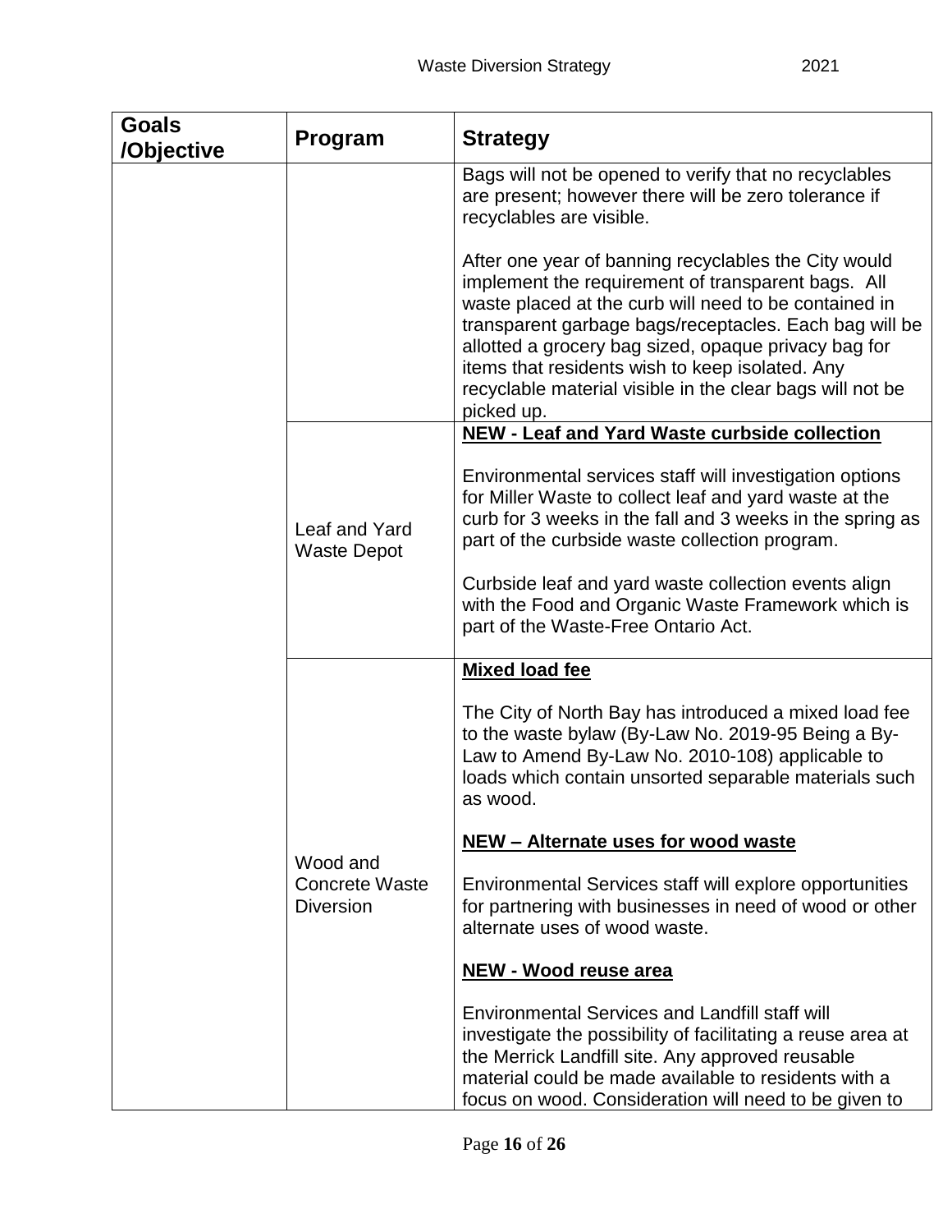| Goals /Objective | Program | Strategy |
|---|---|---|
| | | Bags will not be opened to verify that no recyclables are present; however there will be zero tolerance if recyclables are visible.<br><br>After one year of banning recyclables the City would implement the requirement of transparent bags. All waste placed at the curb will need to be contained in transparent garbage bags/receptacles. Each bag will be allotted a grocery bag sized, opaque privacy bag for items that residents wish to keep isolated. Any recyclable material visible in the clear bags will not be picked up. |
| | Leaf and Yard Waste Depot | **NEW - Leaf and Yard Waste curbside collection**<br><br>Environmental services staff will investigation options for Miller Waste to collect leaf and yard waste at the curb for 3 weeks in the fall and 3 weeks in the spring as part of the curbside waste collection program.<br><br>Curbside leaf and yard waste collection events align with the Food and Organic Waste Framework which is part of the Waste-Free Ontario Act. |
| | Wood and Concrete Waste Diversion | **Mixed load fee**<br><br>The City of North Bay has introduced a mixed load fee to the waste bylaw (By-Law No. 2019-95 Being a By-Law to Amend By-Law No. 2010-108) applicable to loads which contain unsorted separable materials such as wood.<br><br>**NEW – Alternate uses for wood waste**<br><br>Environmental Services staff will explore opportunities for partnering with businesses in need of wood or other alternate uses of wood waste.<br><br>**NEW - Wood reuse area**<br><br>Environmental Services and Landfill staff will investigate the possibility of facilitating a reuse area at the Merrick Landfill site. Any approved reusable material could be made available to residents with a focus on wood. Consideration will need to be given to |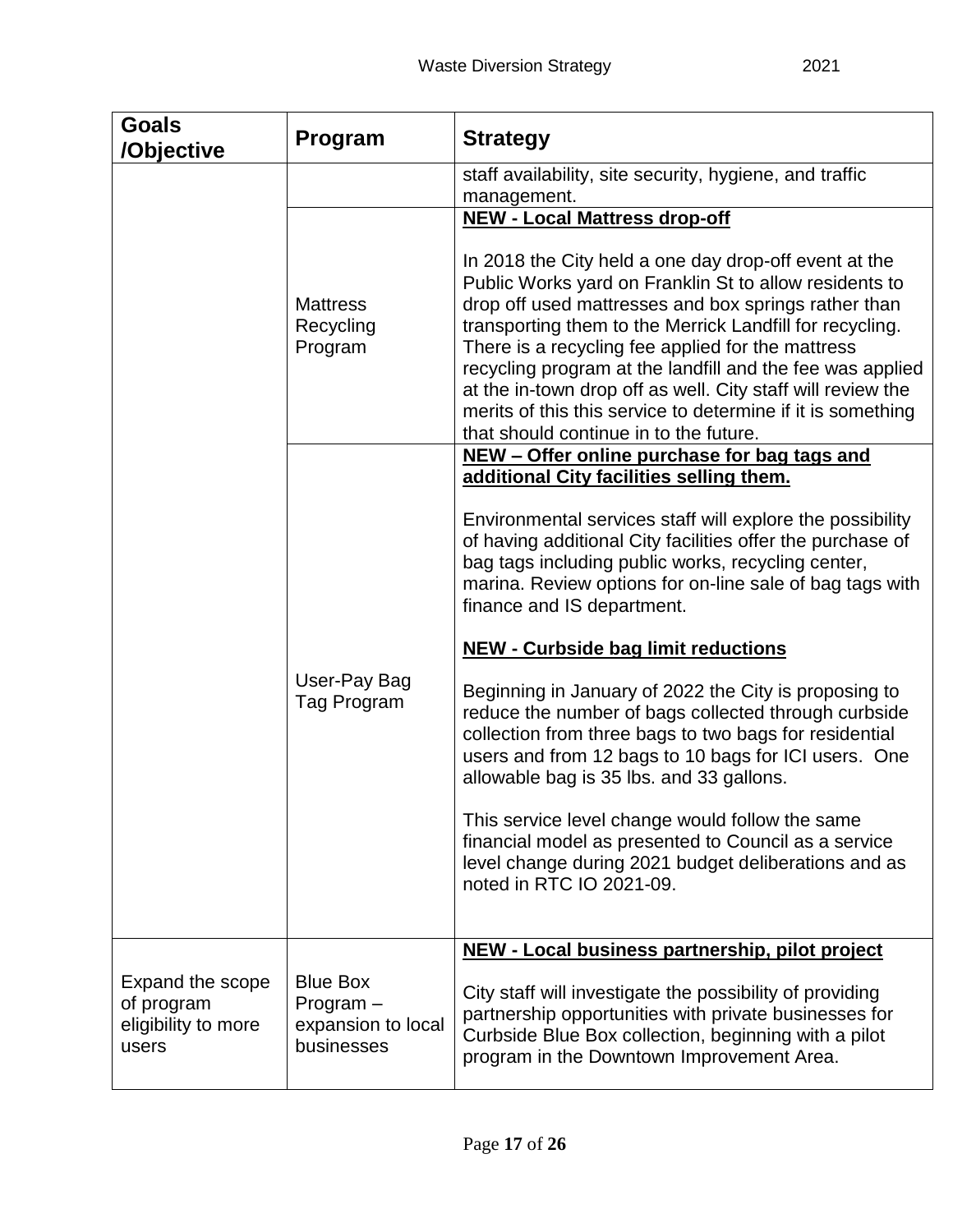| Goals /Objective | Program | Strategy |
|---|---|---|
| | | staff availability, site security, hygiene, and traffic management. |
| | Mattress Recycling Program | **NEW - Local Mattress drop-off**<br><br>In 2018 the City held a one day drop-off event at the Public Works yard on Franklin St to allow residents to drop off used mattresses and box springs rather than transporting them to the Merrick Landfill for recycling. There is a recycling fee applied for the mattress recycling program at the landfill and the fee was applied at the in-town drop off as well. City staff will review the merits of this this service to determine if it is something that should continue in to the future. |
| | User-Pay Bag Tag Program | **NEW – Offer online purchase for bag tags and additional City facilities selling them.**<br><br>Environmental services staff will explore the possibility of having additional City facilities offer the purchase of bag tags including public works, recycling center, marina. Review options for on-line sale of bag tags with finance and IS department.<br><br>**NEW - Curbside bag limit reductions**<br><br>Beginning in January of 2022 the City is proposing to reduce the number of bags collected through curbside collection from three bags to two bags for residential users and from 12 bags to 10 bags for ICI users. One allowable bag is 35 lbs. and 33 gallons.<br><br>This service level change would follow the same financial model as presented to Council as a service level change during 2021 budget deliberations and as noted in RTC IO 2021-09. |
| Expand the scope of program eligibility to more users | Blue Box Program – expansion to local businesses | **NEW - Local business partnership, pilot project**<br><br>City staff will investigate the possibility of providing partnership opportunities with private businesses for Curbside Blue Box collection, beginning with a pilot program in the Downtown Improvement Area. |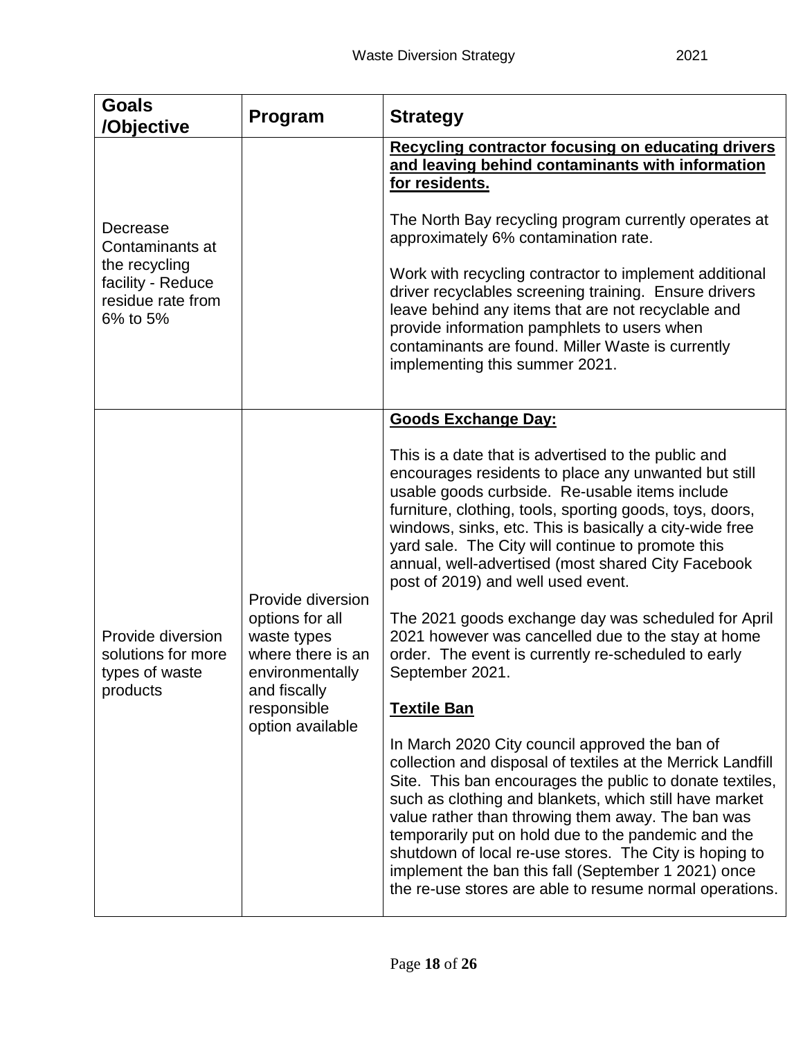| Goals /Objective | Program | Strategy |
|---|---|---|
| Decrease Contaminants at the recycling facility - Reduce residue rate from 6% to 5% | | **<u>Recycling contractor focusing on educating drivers and leaving behind contaminants with information for residents.</u>**<br><br>The North Bay recycling program currently operates at approximately 6% contamination rate.<br><br>Work with recycling contractor to implement additional driver recyclables screening training. Ensure drivers leave behind any items that are not recyclable and provide information pamphlets to users when contaminants are found. Miller Waste is currently implementing this summer 2021. |
| Provide diversion solutions for more types of waste products | Provide diversion options for all waste types where there is an environmentally and fiscally responsible option available | **<u>Goods Exchange Day:</u>**<br><br>This is a date that is advertised to the public and encourages residents to place any unwanted but still usable goods curbside. Re-usable items include furniture, clothing, tools, sporting goods, toys, doors, windows, sinks, etc. This is basically a city-wide free yard sale. The City will continue to promote this annual, well-advertised (most shared City Facebook post of 2019) and well used event.<br><br>The 2021 goods exchange day was scheduled for April 2021 however was cancelled due to the stay at home order. The event is currently re-scheduled to early September 2021.<br><br>**<u>Textile Ban</u>**<br><br>In March 2020 City council approved the ban of collection and disposal of textiles at the Merrick Landfill Site. This ban encourages the public to donate textiles, such as clothing and blankets, which still have market value rather than throwing them away. The ban was temporarily put on hold due to the pandemic and the shutdown of local re-use stores. The City is hoping to implement the ban this fall (September 1 2021) once the re-use stores are able to resume normal operations. |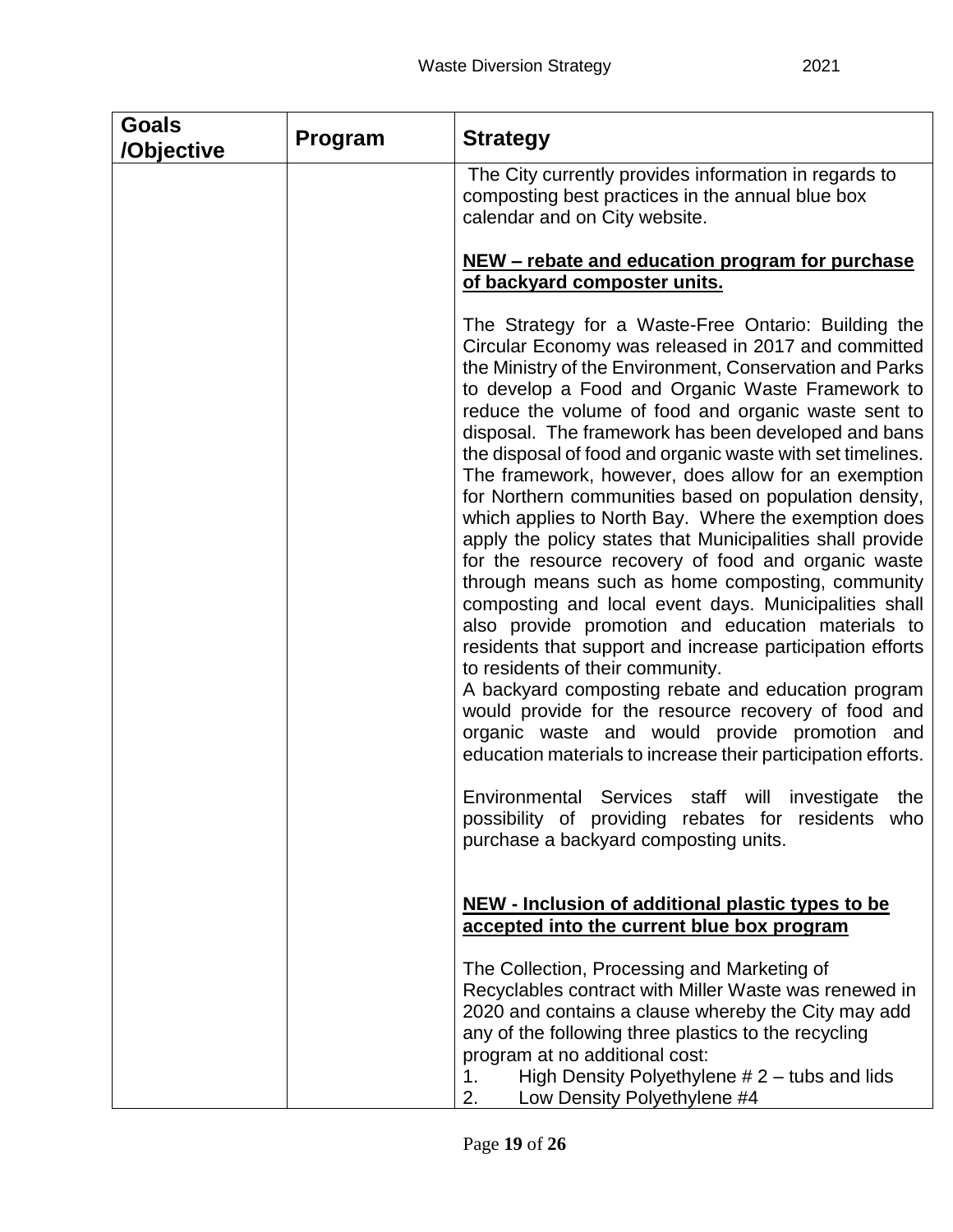| Goals /Objective | Program | Strategy |
|---|---|---|
| | | The City currently provides information in regards to composting best practices in the annual blue box calendar and on City website.<br><br>**NEW – rebate and education program for purchase of backyard composter units.**<br><br>The Strategy for a Waste-Free Ontario: Building the Circular Economy was released in 2017 and committed the Ministry of the Environment, Conservation and Parks to develop a Food and Organic Waste Framework to reduce the volume of food and organic waste sent to disposal. The framework has been developed and bans the disposal of food and organic waste with set timelines. The framework, however, does allow for an exemption for Northern communities based on population density, which applies to North Bay. Where the exemption does apply the policy states that Municipalities shall provide for the resource recovery of food and organic waste through means such as home composting, community composting and local event days. Municipalities shall also provide promotion and education materials to residents that support and increase participation efforts to residents of their community.<br>A backyard composting rebate and education program would provide for the resource recovery of food and organic waste and would provide promotion and education materials to increase their participation efforts.<br><br>Environmental Services staff will investigate the possibility of providing rebates for residents who purchase a backyard composting units.<br><br>**NEW - Inclusion of additional plastic types to be accepted into the current blue box program**<br><br>The Collection, Processing and Marketing of Recyclables contract with Miller Waste was renewed in 2020 and contains a clause whereby the City may add any of the following three plastics to the recycling program at no additional cost:<br>1. High Density Polyethylene # 2 – tubs and lids<br>2. Low Density Polyethylene #4 |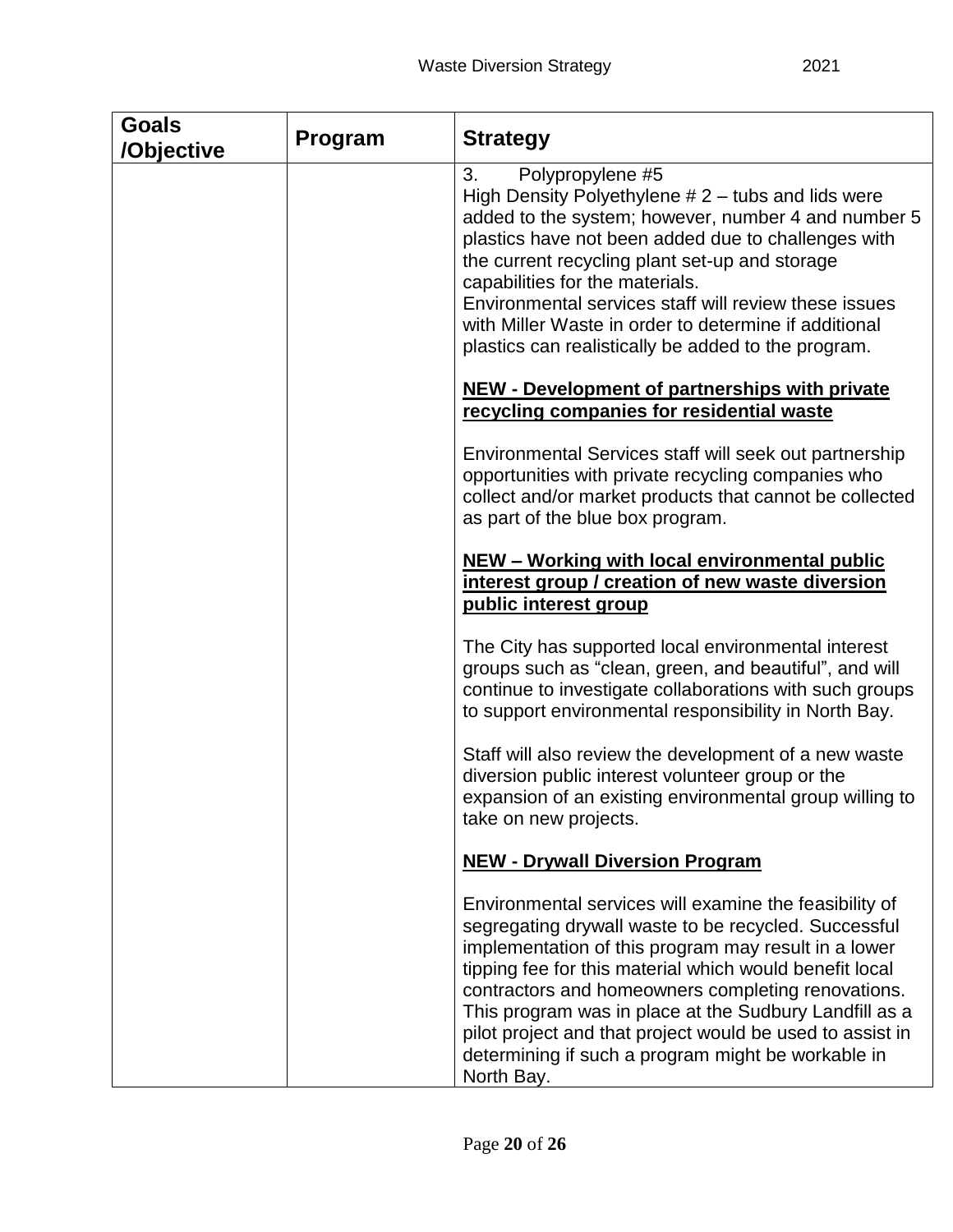| Goals /Objective | Program | Strategy |
|---|---|---|
| | | 3. Polypropylene #5<br>High Density Polyethylene # 2 – tubs and lids were added to the system; however, number 4 and number 5 plastics have not been added due to challenges with the current recycling plant set-up and storage capabilities for the materials.<br>Environmental services staff will review these issues with Miller Waste in order to determine if additional plastics can realistically be added to the program.<br><br>**NEW - Development of partnerships with private recycling companies for residential waste**<br><br>Environmental Services staff will seek out partnership opportunities with private recycling companies who collect and/or market products that cannot be collected as part of the blue box program.<br><br>**NEW – Working with local environmental public interest group / creation of new waste diversion public interest group**<br><br>The City has supported local environmental interest groups such as "clean, green, and beautiful", and will continue to investigate collaborations with such groups to support environmental responsibility in North Bay.<br><br>Staff will also review the development of a new waste diversion public interest volunteer group or the expansion of an existing environmental group willing to take on new projects.<br><br>**NEW - Drywall Diversion Program**<br><br>Environmental services will examine the feasibility of segregating drywall waste to be recycled. Successful implementation of this program may result in a lower tipping fee for this material which would benefit local contractors and homeowners completing renovations. This program was in place at the Sudbury Landfill as a pilot project and that project would be used to assist in determining if such a program might be workable in North Bay. |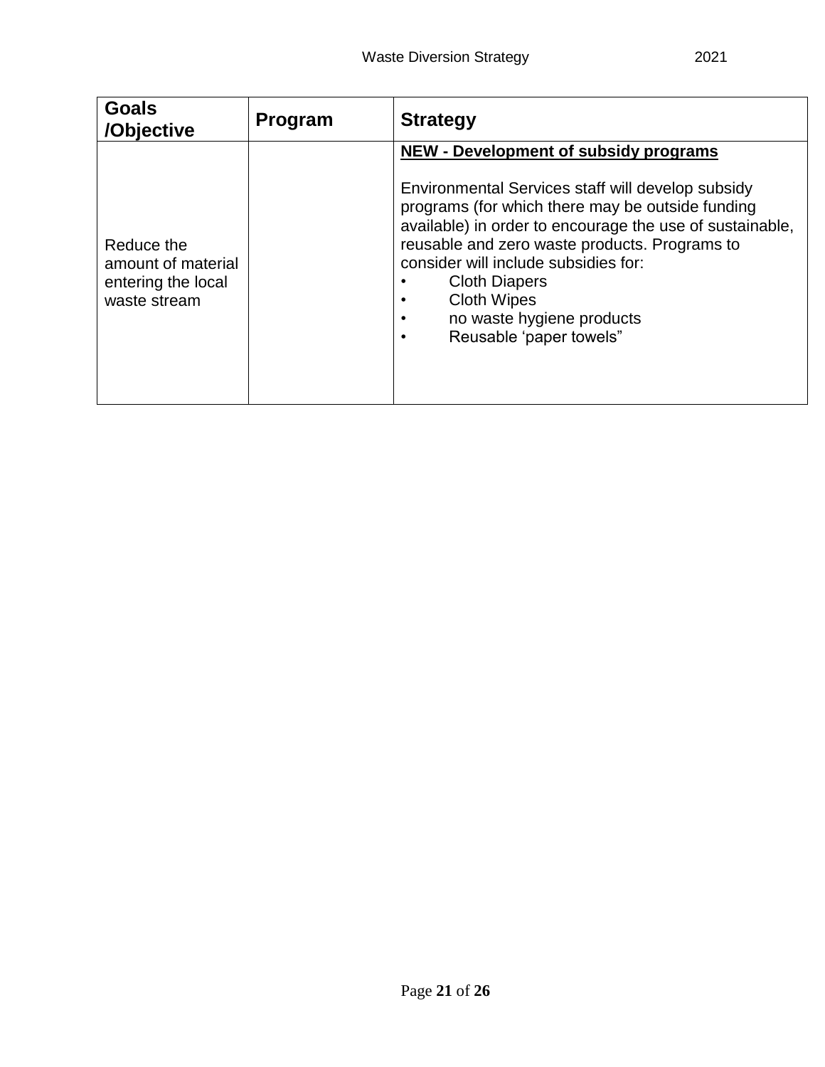| Goals /Objective | Program | Strategy |
|---|---|---|
| Reduce the amount of material entering the local waste stream | | **<u>NEW - Development of subsidy programs</u>**<br><br>Environmental Services staff will develop subsidy programs (for which there may be outside funding available) in order to encourage the use of sustainable, reusable and zero waste products. Programs to consider will include subsidies for:<br>• Cloth Diapers<br>• Cloth Wipes<br>• no waste hygiene products<br>• Reusable 'paper towels" |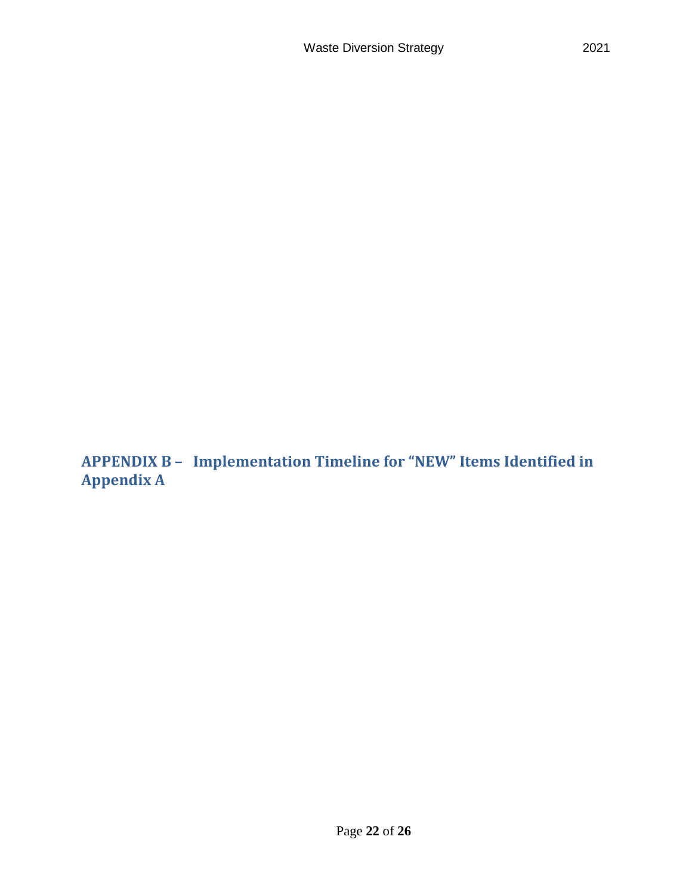## APPENDIX B – Implementation Timeline for "NEW" Items Identified in Appendix A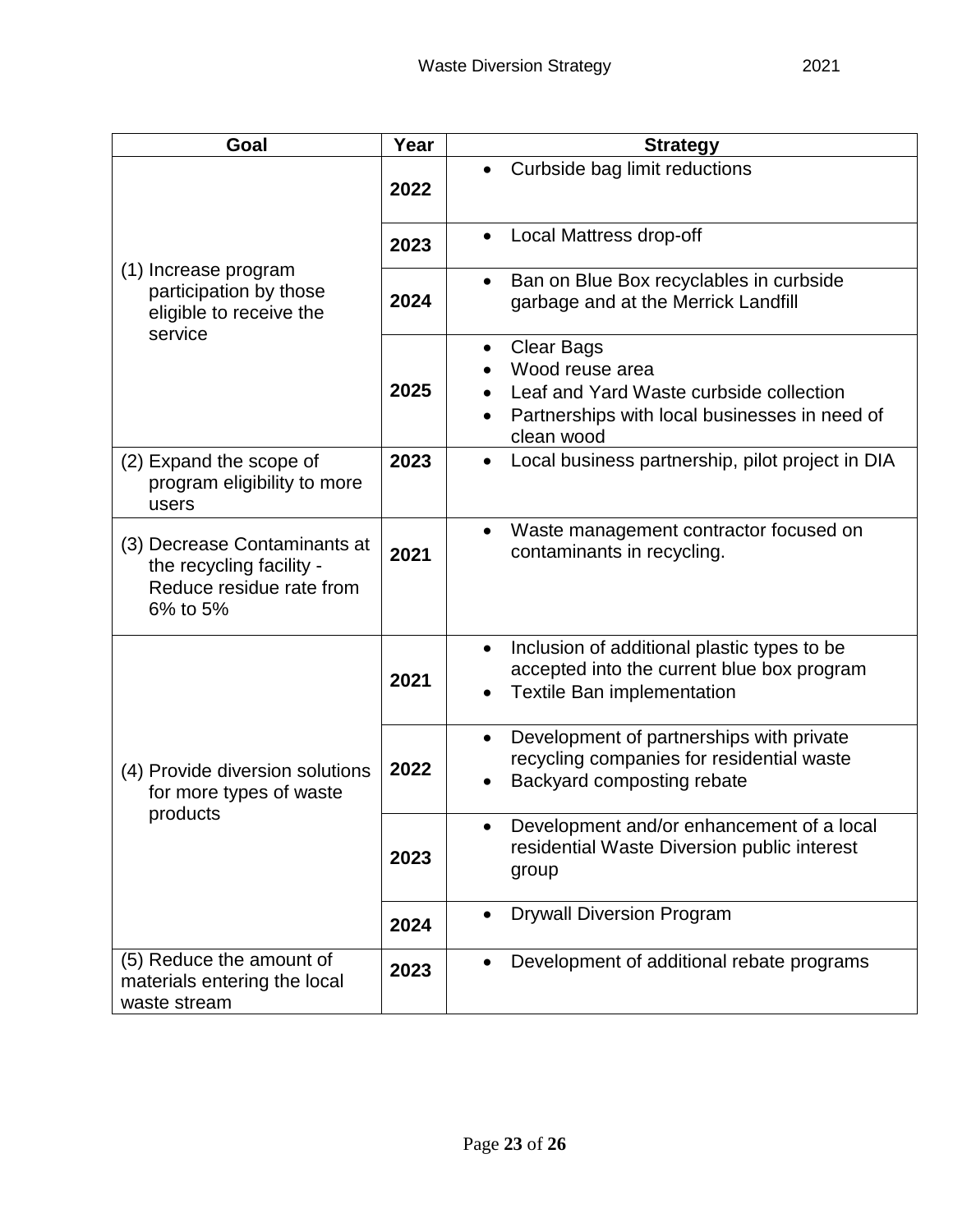| Goal | Year | Strategy |
|---|---|---|
| (1) Increase program participation by those eligible to receive the service | **2022** | • Curbside bag limit reductions |
| | **2023** | • Local Mattress drop-off |
| | **2024** | • Ban on Blue Box recyclables in curbside garbage and at the Merrick Landfill |
| | **2025** | • Clear Bags<br>• Wood reuse area<br>• Leaf and Yard Waste curbside collection<br>• Partnerships with local businesses in need of clean wood |
| (2) Expand the scope of program eligibility to more users | **2023** | • Local business partnership, pilot project in DIA |
| (3) Decrease Contaminants at the recycling facility - Reduce residue rate from 6% to 5% | **2021** | • Waste management contractor focused on contaminants in recycling. |
| (4) Provide diversion solutions for more types of waste products | **2021** | • Inclusion of additional plastic types to be accepted into the current blue box program<br>• Textile Ban implementation |
| | **2022** | • Development of partnerships with private recycling companies for residential waste<br>• Backyard composting rebate |
| | **2023** | • Development and/or enhancement of a local residential Waste Diversion public interest group |
| | **2024** | • Drywall Diversion Program |
| (5) Reduce the amount of materials entering the local waste stream | **2023** | • Development of additional rebate programs |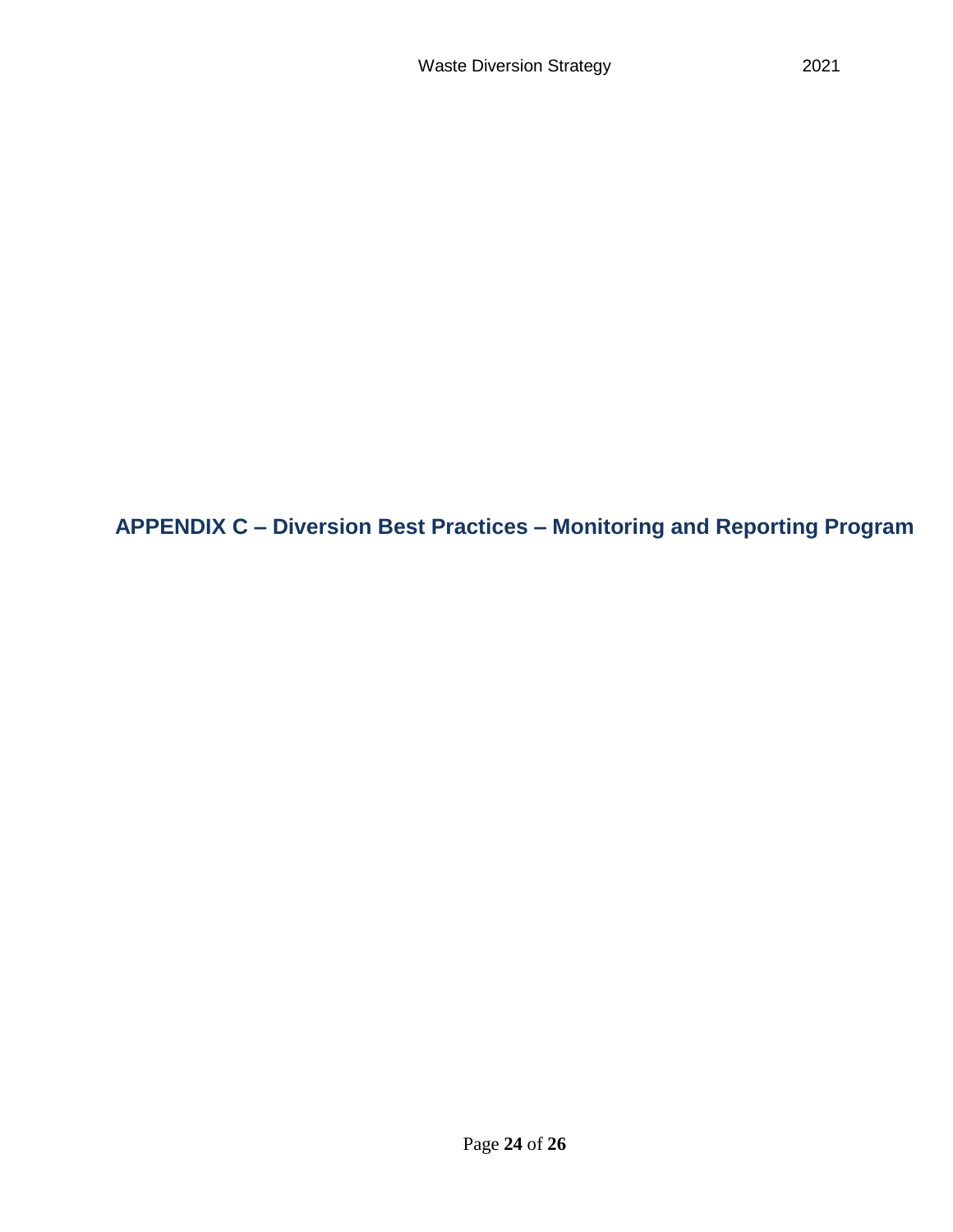# APPENDIX C – Diversion Best Practices – Monitoring and Reporting Program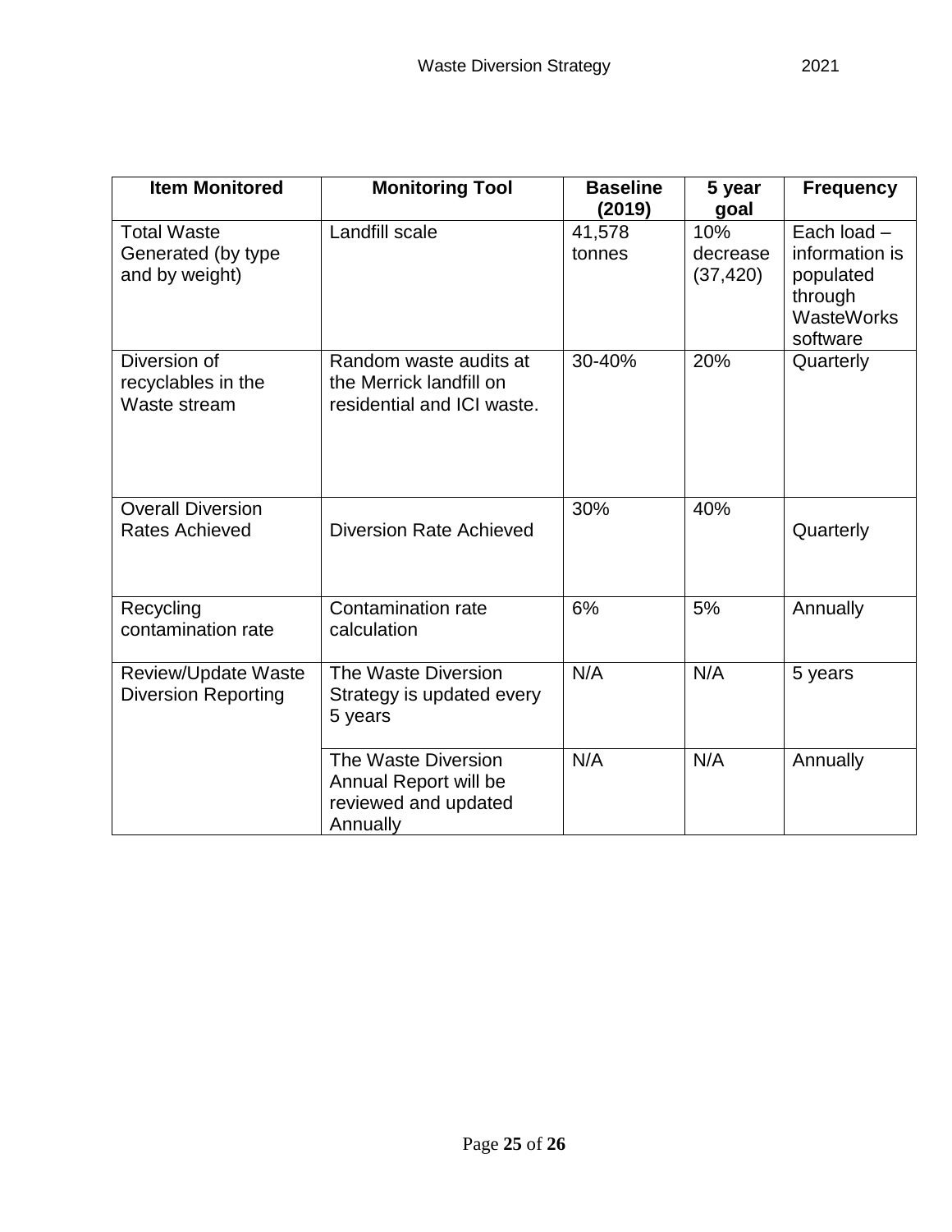| Item Monitored | Monitoring Tool | Baseline (2019) | 5 year goal | Frequency |
| --- | --- | --- | --- | --- |
| Total Waste Generated (by type and by weight) | Landfill scale | 41,578 tonnes | 10% decrease (37,420) | Each load – information is populated through WasteWorks software |
| Diversion of recyclables in the Waste stream | Random waste audits at the Merrick landfill on residential and ICI waste. | 30-40% | 20% | Quarterly |
| Overall Diversion Rates Achieved | Diversion Rate Achieved | 30% | 40% | Quarterly |
| Recycling contamination rate | Contamination rate calculation | 6% | 5% | Annually |
| Review/Update Waste Diversion Reporting | The Waste Diversion Strategy is updated every 5 years | N/A | N/A | 5 years |
| | The Waste Diversion Annual Report will be reviewed and updated Annually | N/A | N/A | Annually |